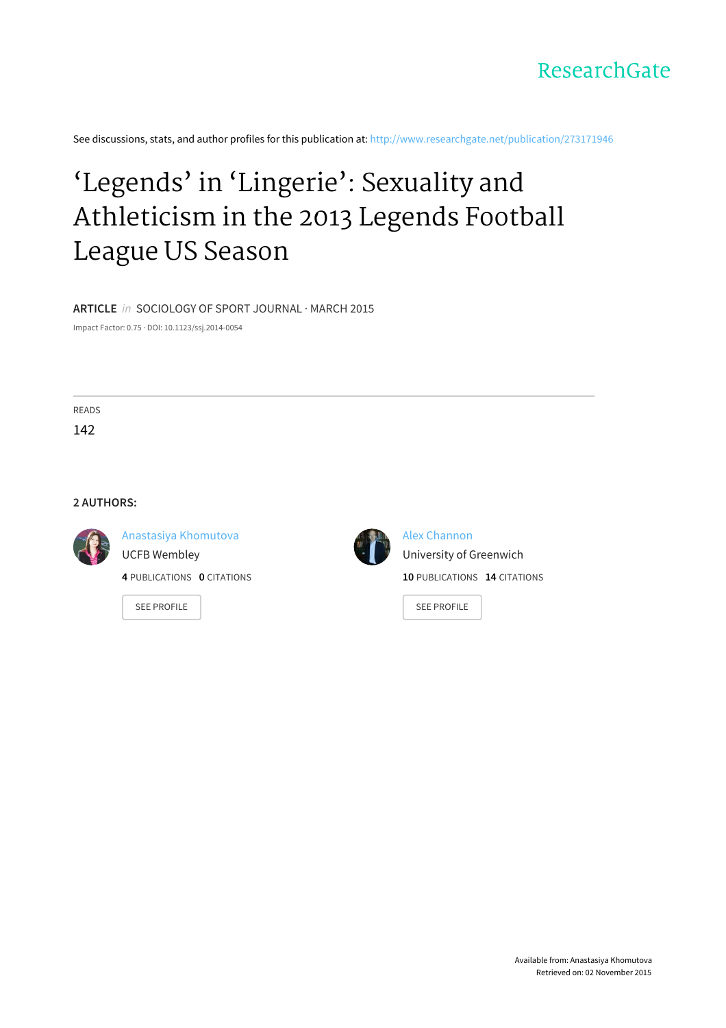ResearchGate

See discussions, stats, and author profiles for this publication at: http://www.researchgate.net/publication/273171946

# ‘Legends’ in ‘Lingerie’: Sexuality and Athleticism in the 2013 Legends Football League US Season

**ARTICLE** *in* SOCIOLOGY OF SPORT JOURNAL · MARCH 2015

Impact Factor: 0.75 · DOI: 10.1123/ssj.2014-0054

READS

142

**2 AUTHORS:**

Anastasiya Khomutova
UCFB Wembley
**4** PUBLICATIONS **0** CITATIONS

SEE PROFILE

Alex Channon
University of Greenwich
**10** PUBLICATIONS **14** CITATIONS

SEE PROFILE

Available from: Anastasiya Khomutova
Retrieved on: 02 November 2015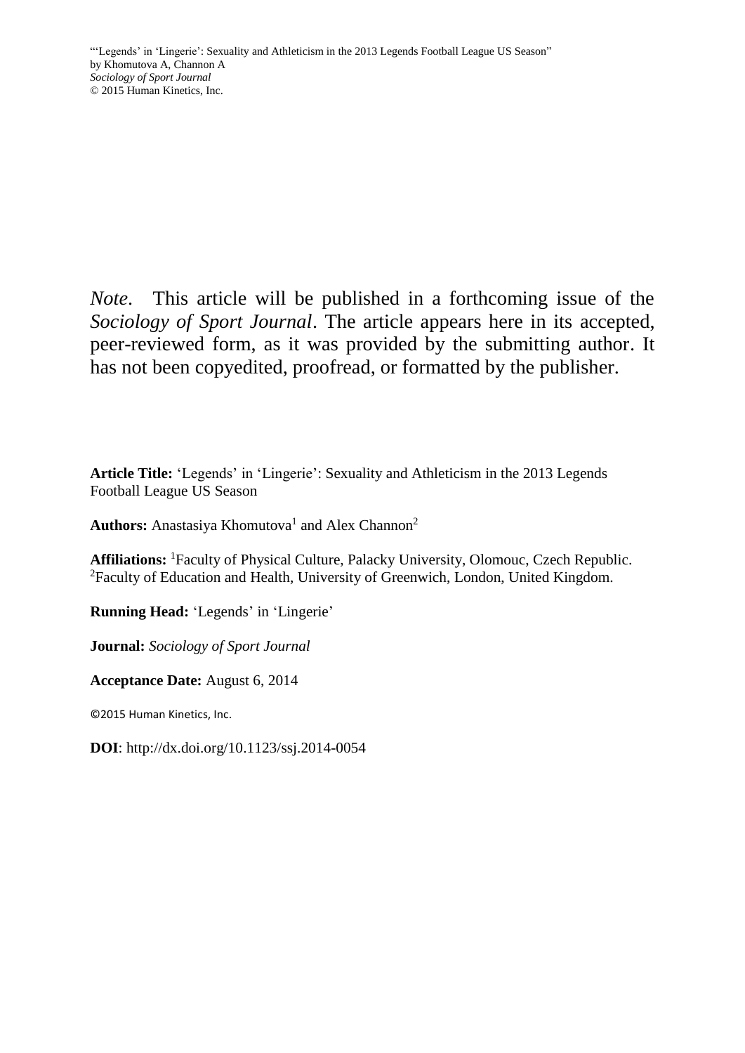*Note*. This article will be published in a forthcoming issue of the *Sociology of Sport Journal*. The article appears here in its accepted, peer-reviewed form, as it was provided by the submitting author. It has not been copyedited, proofread, or formatted by the publisher.

**Article Title:** 'Legends' in 'Lingerie': Sexuality and Athleticism in the 2013 Legends Football League US Season

**Authors:** Anastasiya Khomutova[1] and Alex Channon[2]

**Affiliations:** [1]Faculty of Physical Culture, Palacky University, Olomouc, Czech Republic. [2]Faculty of Education and Health, University of Greenwich, London, United Kingdom.

**Running Head:** 'Legends' in 'Lingerie'

**Journal:** *Sociology of Sport Journal*

**Acceptance Date:** August 6, 2014

©2015 Human Kinetics, Inc.

**DOI**: http://dx.doi.org/10.1123/ssj.2014-0054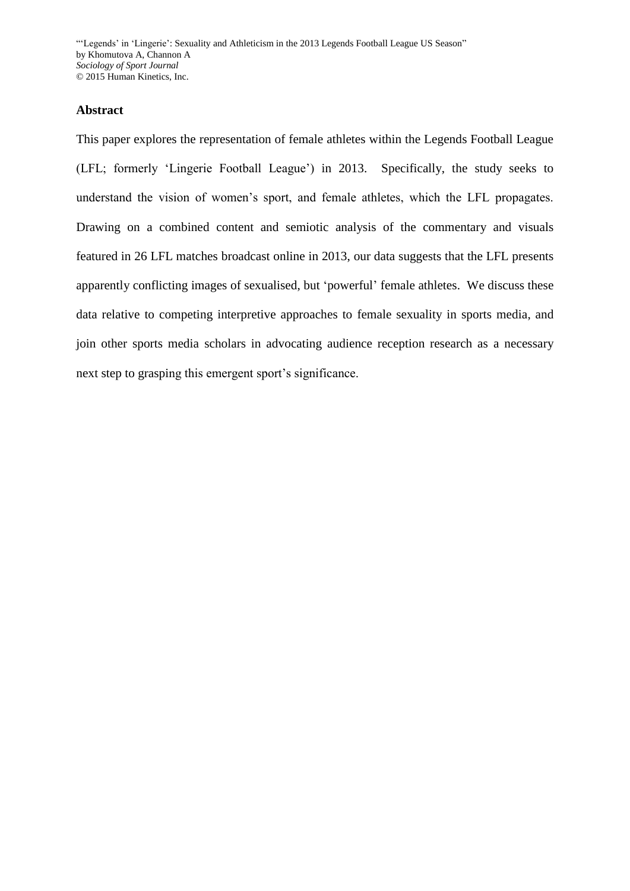## Abstract

This paper explores the representation of female athletes within the Legends Football League (LFL; formerly 'Lingerie Football League') in 2013. Specifically, the study seeks to understand the vision of women's sport, and female athletes, which the LFL propagates. Drawing on a combined content and semiotic analysis of the commentary and visuals featured in 26 LFL matches broadcast online in 2013, our data suggests that the LFL presents apparently conflicting images of sexualised, but 'powerful' female athletes. We discuss these data relative to competing interpretive approaches to female sexuality in sports media, and join other sports media scholars in advocating audience reception research as a necessary next step to grasping this emergent sport's significance.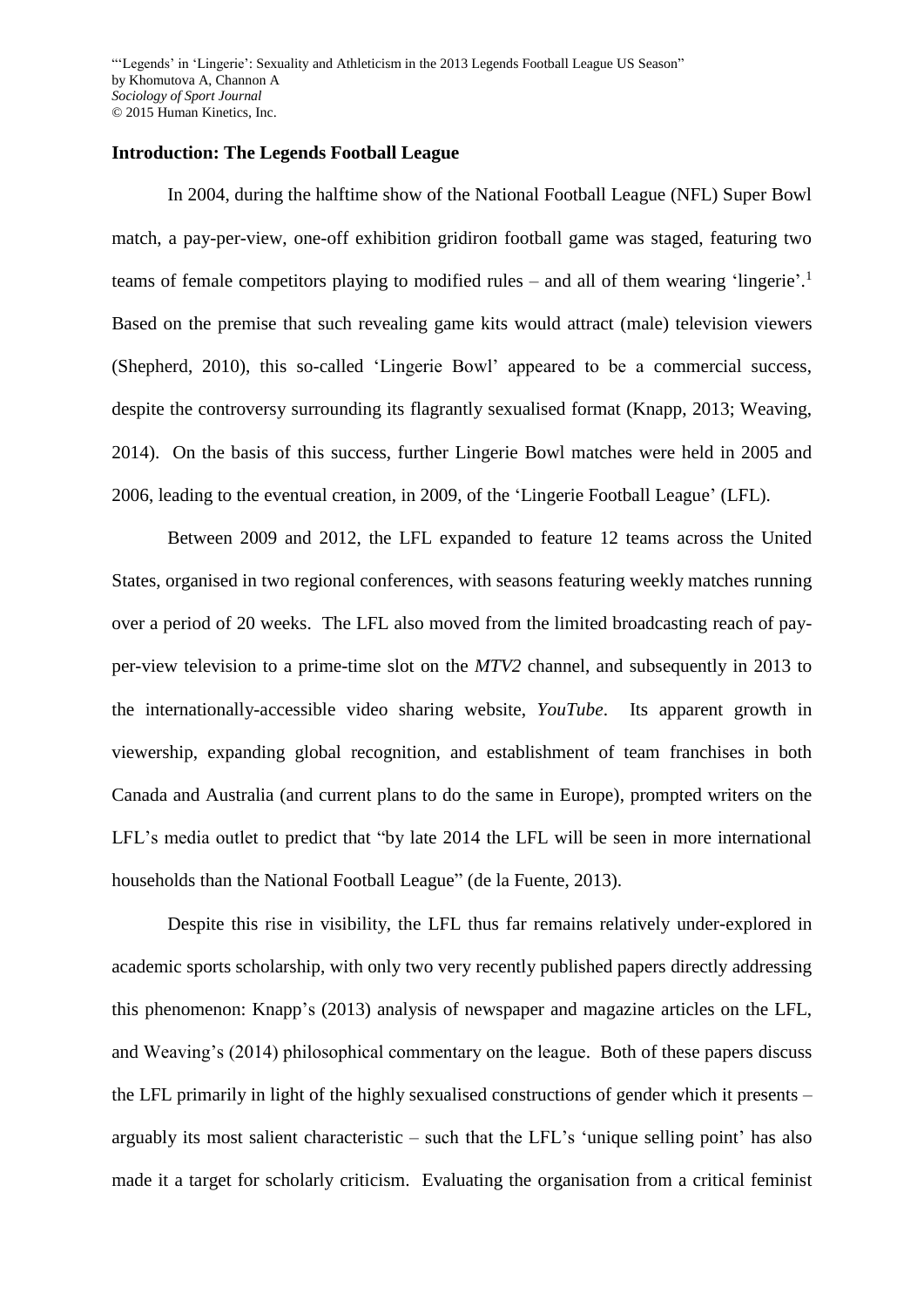## Introduction: The Legends Football League

In 2004, during the halftime show of the National Football League (NFL) Super Bowl match, a pay-per-view, one-off exhibition gridiron football game was staged, featuring two teams of female competitors playing to modified rules – and all of them wearing 'lingerie'.[1] Based on the premise that such revealing game kits would attract (male) television viewers (Shepherd, 2010), this so-called 'Lingerie Bowl' appeared to be a commercial success, despite the controversy surrounding its flagrantly sexualised format (Knapp, 2013; Weaving, 2014). On the basis of this success, further Lingerie Bowl matches were held in 2005 and 2006, leading to the eventual creation, in 2009, of the 'Lingerie Football League' (LFL).

Between 2009 and 2012, the LFL expanded to feature 12 teams across the United States, organised in two regional conferences, with seasons featuring weekly matches running over a period of 20 weeks. The LFL also moved from the limited broadcasting reach of pay-per-view television to a prime-time slot on the *MTV2* channel, and subsequently in 2013 to the internationally-accessible video sharing website, *YouTube*. Its apparent growth in viewership, expanding global recognition, and establishment of team franchises in both Canada and Australia (and current plans to do the same in Europe), prompted writers on the LFL's media outlet to predict that "by late 2014 the LFL will be seen in more international households than the National Football League" (de la Fuente, 2013).

Despite this rise in visibility, the LFL thus far remains relatively under-explored in academic sports scholarship, with only two very recently published papers directly addressing this phenomenon: Knapp's (2013) analysis of newspaper and magazine articles on the LFL, and Weaving's (2014) philosophical commentary on the league. Both of these papers discuss the LFL primarily in light of the highly sexualised constructions of gender which it presents – arguably its most salient characteristic – such that the LFL's 'unique selling point' has also made it a target for scholarly criticism. Evaluating the organisation from a critical feminist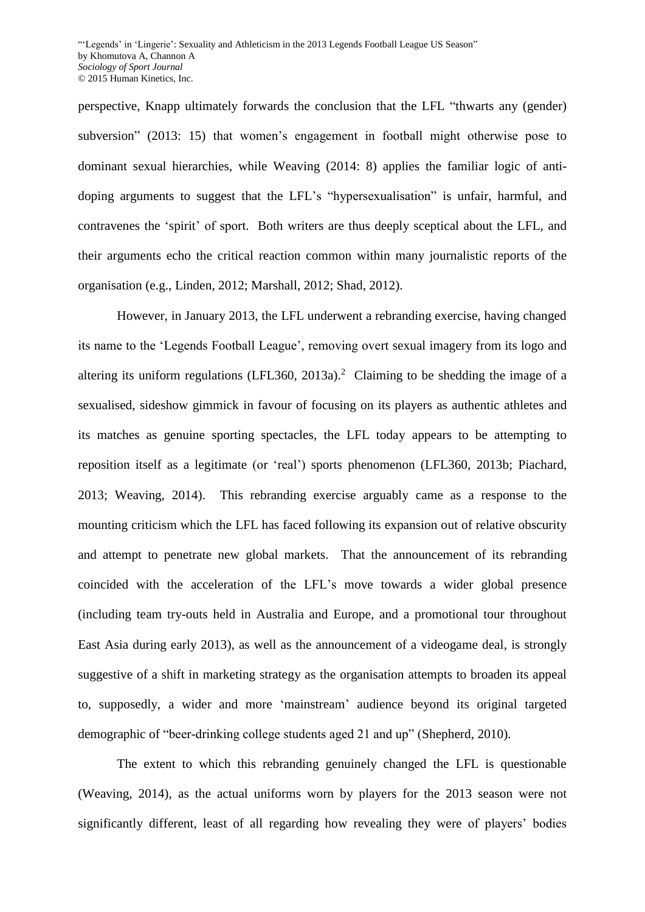perspective, Knapp ultimately forwards the conclusion that the LFL "thwarts any (gender) subversion" (2013: 15) that women's engagement in football might otherwise pose to dominant sexual hierarchies, while Weaving (2014: 8) applies the familiar logic of anti-doping arguments to suggest that the LFL's "hypersexualisation" is unfair, harmful, and contravenes the 'spirit' of sport. Both writers are thus deeply sceptical about the LFL, and their arguments echo the critical reaction common within many journalistic reports of the organisation (e.g., Linden, 2012; Marshall, 2012; Shad, 2012).

However, in January 2013, the LFL underwent a rebranding exercise, having changed its name to the 'Legends Football League', removing overt sexual imagery from its logo and altering its uniform regulations (LFL360, 2013a).[2] Claiming to be shedding the image of a sexualised, sideshow gimmick in favour of focusing on its players as authentic athletes and its matches as genuine sporting spectacles, the LFL today appears to be attempting to reposition itself as a legitimate (or 'real') sports phenomenon (LFL360, 2013b; Piachard, 2013; Weaving, 2014). This rebranding exercise arguably came as a response to the mounting criticism which the LFL has faced following its expansion out of relative obscurity and attempt to penetrate new global markets. That the announcement of its rebranding coincided with the acceleration of the LFL's move towards a wider global presence (including team try-outs held in Australia and Europe, and a promotional tour throughout East Asia during early 2013), as well as the announcement of a videogame deal, is strongly suggestive of a shift in marketing strategy as the organisation attempts to broaden its appeal to, supposedly, a wider and more 'mainstream' audience beyond its original targeted demographic of "beer-drinking college students aged 21 and up" (Shepherd, 2010).

The extent to which this rebranding genuinely changed the LFL is questionable (Weaving, 2014), as the actual uniforms worn by players for the 2013 season were not significantly different, least of all regarding how revealing they were of players' bodies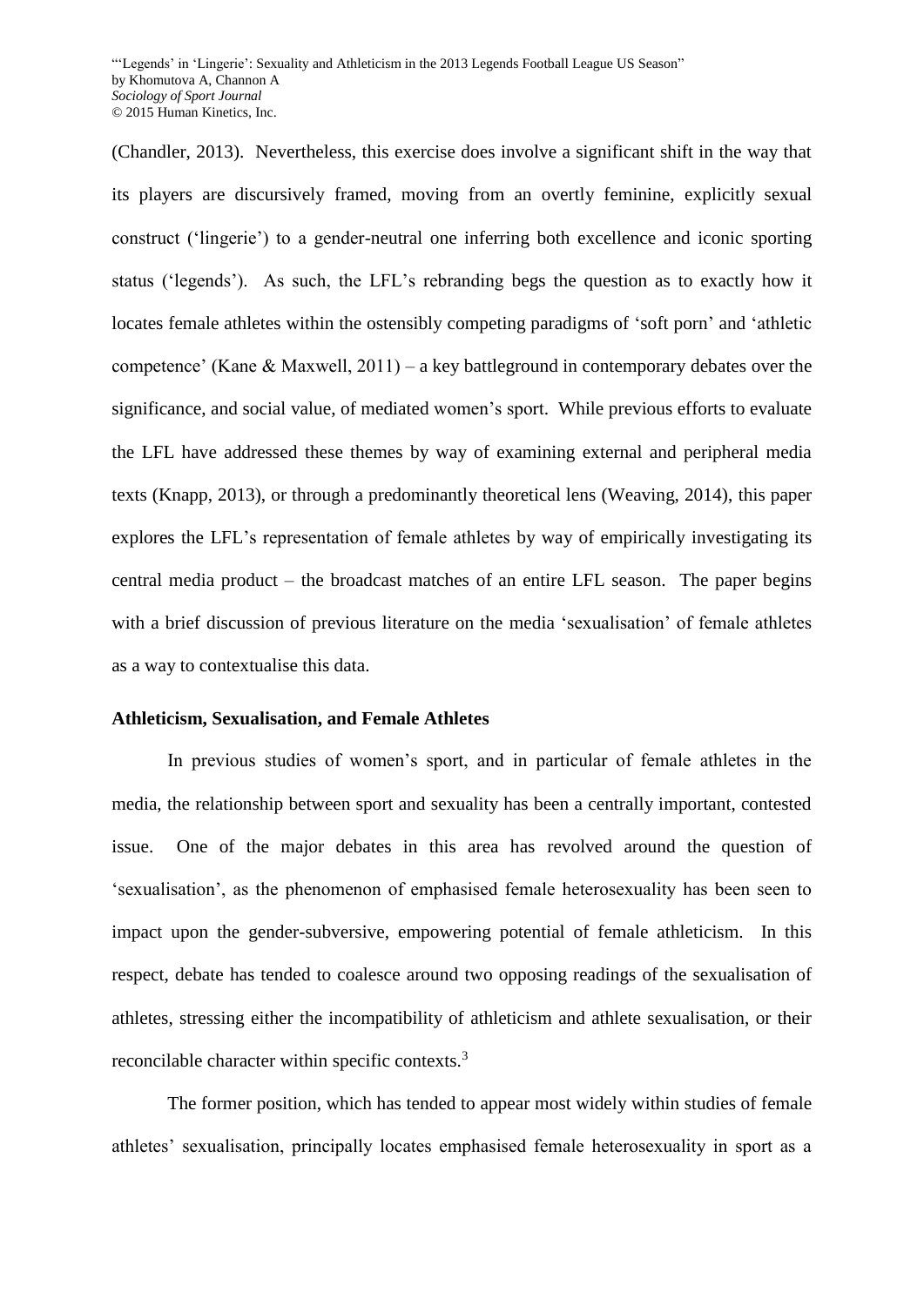(Chandler, 2013). Nevertheless, this exercise does involve a significant shift in the way that its players are discursively framed, moving from an overtly feminine, explicitly sexual construct ('lingerie') to a gender-neutral one inferring both excellence and iconic sporting status ('legends'). As such, the LFL's rebranding begs the question as to exactly how it locates female athletes within the ostensibly competing paradigms of 'soft porn' and 'athletic competence' (Kane & Maxwell, 2011) – a key battleground in contemporary debates over the significance, and social value, of mediated women's sport. While previous efforts to evaluate the LFL have addressed these themes by way of examining external and peripheral media texts (Knapp, 2013), or through a predominantly theoretical lens (Weaving, 2014), this paper explores the LFL's representation of female athletes by way of empirically investigating its central media product – the broadcast matches of an entire LFL season. The paper begins with a brief discussion of previous literature on the media 'sexualisation' of female athletes as a way to contextualise this data.

## Athleticism, Sexualisation, and Female Athletes

In previous studies of women's sport, and in particular of female athletes in the media, the relationship between sport and sexuality has been a centrally important, contested issue. One of the major debates in this area has revolved around the question of 'sexualisation', as the phenomenon of emphasised female heterosexuality has been seen to impact upon the gender-subversive, empowering potential of female athleticism. In this respect, debate has tended to coalesce around two opposing readings of the sexualisation of athletes, stressing either the incompatibility of athleticism and athlete sexualisation, or their reconcilable character within specific contexts.[3]

The former position, which has tended to appear most widely within studies of female athletes' sexualisation, principally locates emphasised female heterosexuality in sport as a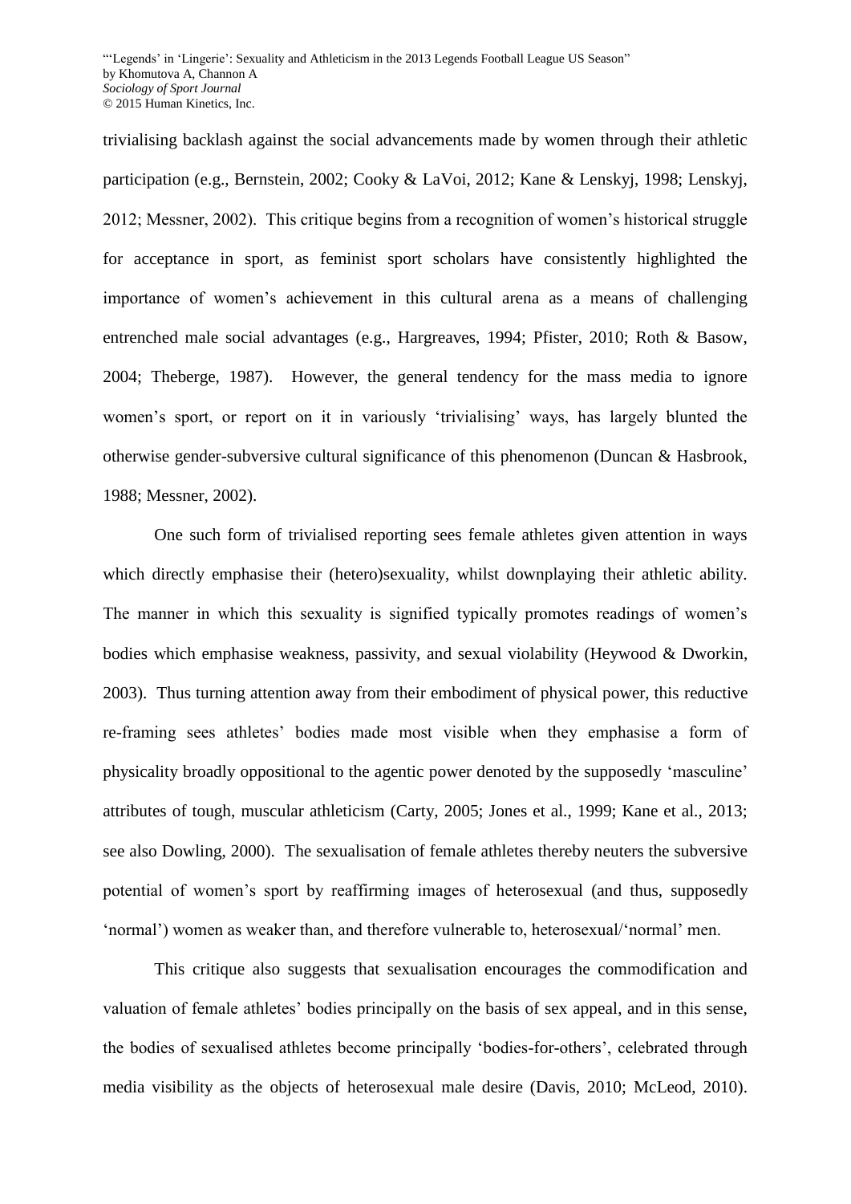trivialising backlash against the social advancements made by women through their athletic participation (e.g., Bernstein, 2002; Cooky & LaVoi, 2012; Kane & Lenskyj, 1998; Lenskyj, 2012; Messner, 2002). This critique begins from a recognition of women's historical struggle for acceptance in sport, as feminist sport scholars have consistently highlighted the importance of women's achievement in this cultural arena as a means of challenging entrenched male social advantages (e.g., Hargreaves, 1994; Pfister, 2010; Roth & Basow, 2004; Theberge, 1987). However, the general tendency for the mass media to ignore women's sport, or report on it in variously 'trivialising' ways, has largely blunted the otherwise gender-subversive cultural significance of this phenomenon (Duncan & Hasbrook, 1988; Messner, 2002).

One such form of trivialised reporting sees female athletes given attention in ways which directly emphasise their (hetero)sexuality, whilst downplaying their athletic ability. The manner in which this sexuality is signified typically promotes readings of women's bodies which emphasise weakness, passivity, and sexual violability (Heywood & Dworkin, 2003). Thus turning attention away from their embodiment of physical power, this reductive re-framing sees athletes' bodies made most visible when they emphasise a form of physicality broadly oppositional to the agentic power denoted by the supposedly 'masculine' attributes of tough, muscular athleticism (Carty, 2005; Jones et al., 1999; Kane et al., 2013; see also Dowling, 2000). The sexualisation of female athletes thereby neuters the subversive potential of women's sport by reaffirming images of heterosexual (and thus, supposedly 'normal') women as weaker than, and therefore vulnerable to, heterosexual/'normal' men.

This critique also suggests that sexualisation encourages the commodification and valuation of female athletes' bodies principally on the basis of sex appeal, and in this sense, the bodies of sexualised athletes become principally 'bodies-for-others', celebrated through media visibility as the objects of heterosexual male desire (Davis, 2010; McLeod, 2010).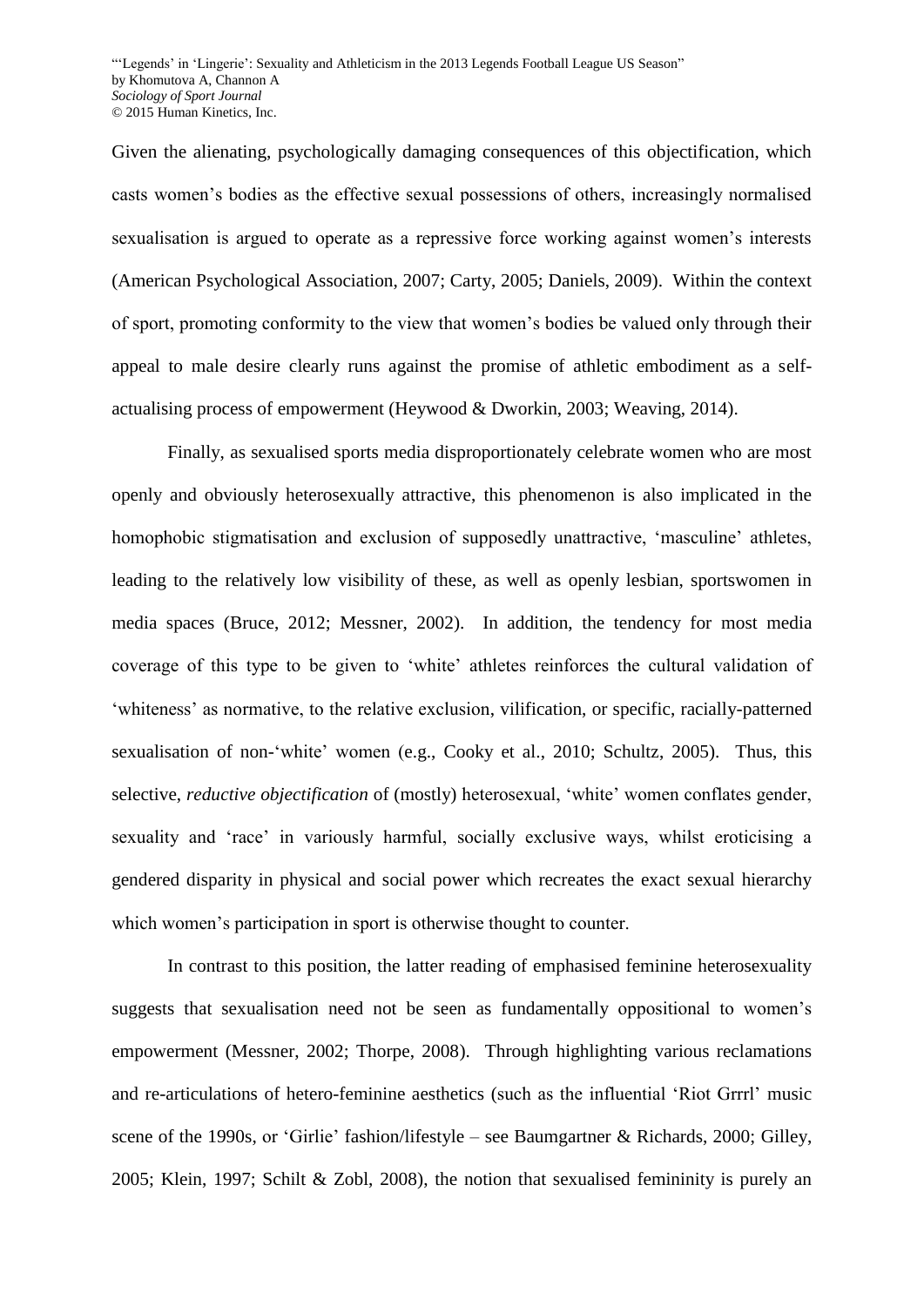Given the alienating, psychologically damaging consequences of this objectification, which casts women's bodies as the effective sexual possessions of others, increasingly normalised sexualisation is argued to operate as a repressive force working against women's interests (American Psychological Association, 2007; Carty, 2005; Daniels, 2009). Within the context of sport, promoting conformity to the view that women's bodies be valued only through their appeal to male desire clearly runs against the promise of athletic embodiment as a self-actualising process of empowerment (Heywood & Dworkin, 2003; Weaving, 2014).

Finally, as sexualised sports media disproportionately celebrate women who are most openly and obviously heterosexually attractive, this phenomenon is also implicated in the homophobic stigmatisation and exclusion of supposedly unattractive, 'masculine' athletes, leading to the relatively low visibility of these, as well as openly lesbian, sportswomen in media spaces (Bruce, 2012; Messner, 2002). In addition, the tendency for most media coverage of this type to be given to 'white' athletes reinforces the cultural validation of 'whiteness' as normative, to the relative exclusion, vilification, or specific, racially-patterned sexualisation of non-'white' women (e.g., Cooky et al., 2010; Schultz, 2005). Thus, this selective, *reductive objectification* of (mostly) heterosexual, 'white' women conflates gender, sexuality and 'race' in variously harmful, socially exclusive ways, whilst eroticising a gendered disparity in physical and social power which recreates the exact sexual hierarchy which women's participation in sport is otherwise thought to counter.

In contrast to this position, the latter reading of emphasised feminine heterosexuality suggests that sexualisation need not be seen as fundamentally oppositional to women's empowerment (Messner, 2002; Thorpe, 2008). Through highlighting various reclamations and re-articulations of hetero-feminine aesthetics (such as the influential 'Riot Grrrl' music scene of the 1990s, or 'Girlie' fashion/lifestyle – see Baumgartner & Richards, 2000; Gilley, 2005; Klein, 1997; Schilt & Zobl, 2008), the notion that sexualised femininity is purely an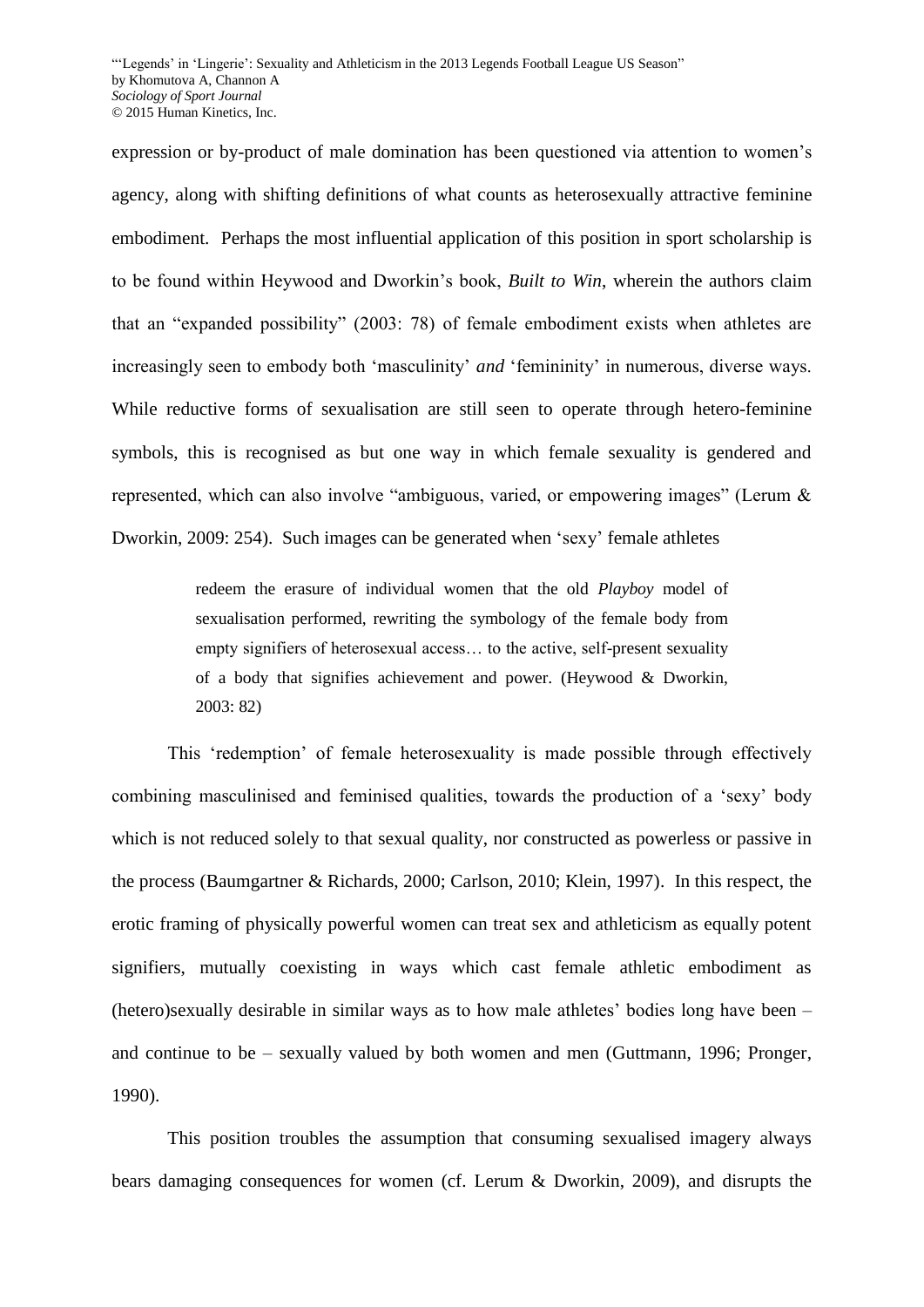expression or by-product of male domination has been questioned via attention to women's agency, along with shifting definitions of what counts as heterosexually attractive feminine embodiment. Perhaps the most influential application of this position in sport scholarship is to be found within Heywood and Dworkin's book, *Built to Win*, wherein the authors claim that an "expanded possibility" (2003: 78) of female embodiment exists when athletes are increasingly seen to embody both 'masculinity' *and* 'femininity' in numerous, diverse ways. While reductive forms of sexualisation are still seen to operate through hetero-feminine symbols, this is recognised as but one way in which female sexuality is gendered and represented, which can also involve "ambiguous, varied, or empowering images" (Lerum & Dworkin, 2009: 254). Such images can be generated when 'sexy' female athletes

> redeem the erasure of individual women that the old *Playboy* model of sexualisation performed, rewriting the symbology of the female body from empty signifiers of heterosexual access… to the active, self-present sexuality of a body that signifies achievement and power. (Heywood & Dworkin, 2003: 82)

This 'redemption' of female heterosexuality is made possible through effectively combining masculinised and feminised qualities, towards the production of a 'sexy' body which is not reduced solely to that sexual quality, nor constructed as powerless or passive in the process (Baumgartner & Richards, 2000; Carlson, 2010; Klein, 1997). In this respect, the erotic framing of physically powerful women can treat sex and athleticism as equally potent signifiers, mutually coexisting in ways which cast female athletic embodiment as (hetero)sexually desirable in similar ways as to how male athletes' bodies long have been – and continue to be – sexually valued by both women and men (Guttmann, 1996; Pronger, 1990).

This position troubles the assumption that consuming sexualised imagery always bears damaging consequences for women (cf. Lerum & Dworkin, 2009), and disrupts the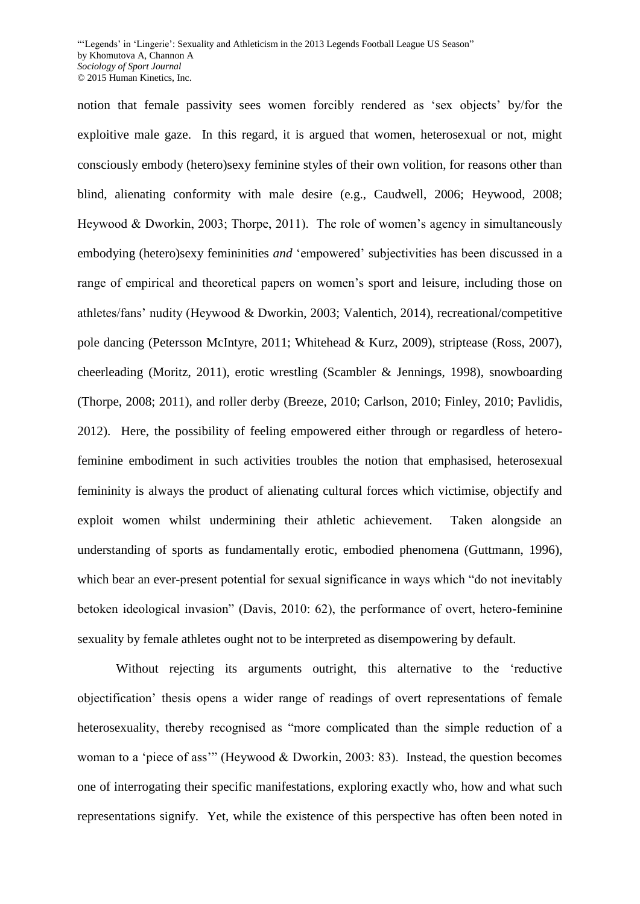notion that female passivity sees women forcibly rendered as 'sex objects' by/for the exploitive male gaze. In this regard, it is argued that women, heterosexual or not, might consciously embody (hetero)sexy feminine styles of their own volition, for reasons other than blind, alienating conformity with male desire (e.g., Caudwell, 2006; Heywood, 2008; Heywood & Dworkin, 2003; Thorpe, 2011). The role of women's agency in simultaneously embodying (hetero)sexy femininities *and* 'empowered' subjectivities has been discussed in a range of empirical and theoretical papers on women's sport and leisure, including those on athletes/fans' nudity (Heywood & Dworkin, 2003; Valentich, 2014), recreational/competitive pole dancing (Petersson McIntyre, 2011; Whitehead & Kurz, 2009), striptease (Ross, 2007), cheerleading (Moritz, 2011), erotic wrestling (Scambler & Jennings, 1998), snowboarding (Thorpe, 2008; 2011), and roller derby (Breeze, 2010; Carlson, 2010; Finley, 2010; Pavlidis, 2012). Here, the possibility of feeling empowered either through or regardless of hetero-feminine embodiment in such activities troubles the notion that emphasised, heterosexual femininity is always the product of alienating cultural forces which victimise, objectify and exploit women whilst undermining their athletic achievement. Taken alongside an understanding of sports as fundamentally erotic, embodied phenomena (Guttmann, 1996), which bear an ever-present potential for sexual significance in ways which "do not inevitably betoken ideological invasion" (Davis, 2010: 62), the performance of overt, hetero-feminine sexuality by female athletes ought not to be interpreted as disempowering by default.

Without rejecting its arguments outright, this alternative to the 'reductive objectification' thesis opens a wider range of readings of overt representations of female heterosexuality, thereby recognised as "more complicated than the simple reduction of a woman to a 'piece of ass'" (Heywood & Dworkin, 2003: 83). Instead, the question becomes one of interrogating their specific manifestations, exploring exactly who, how and what such representations signify. Yet, while the existence of this perspective has often been noted in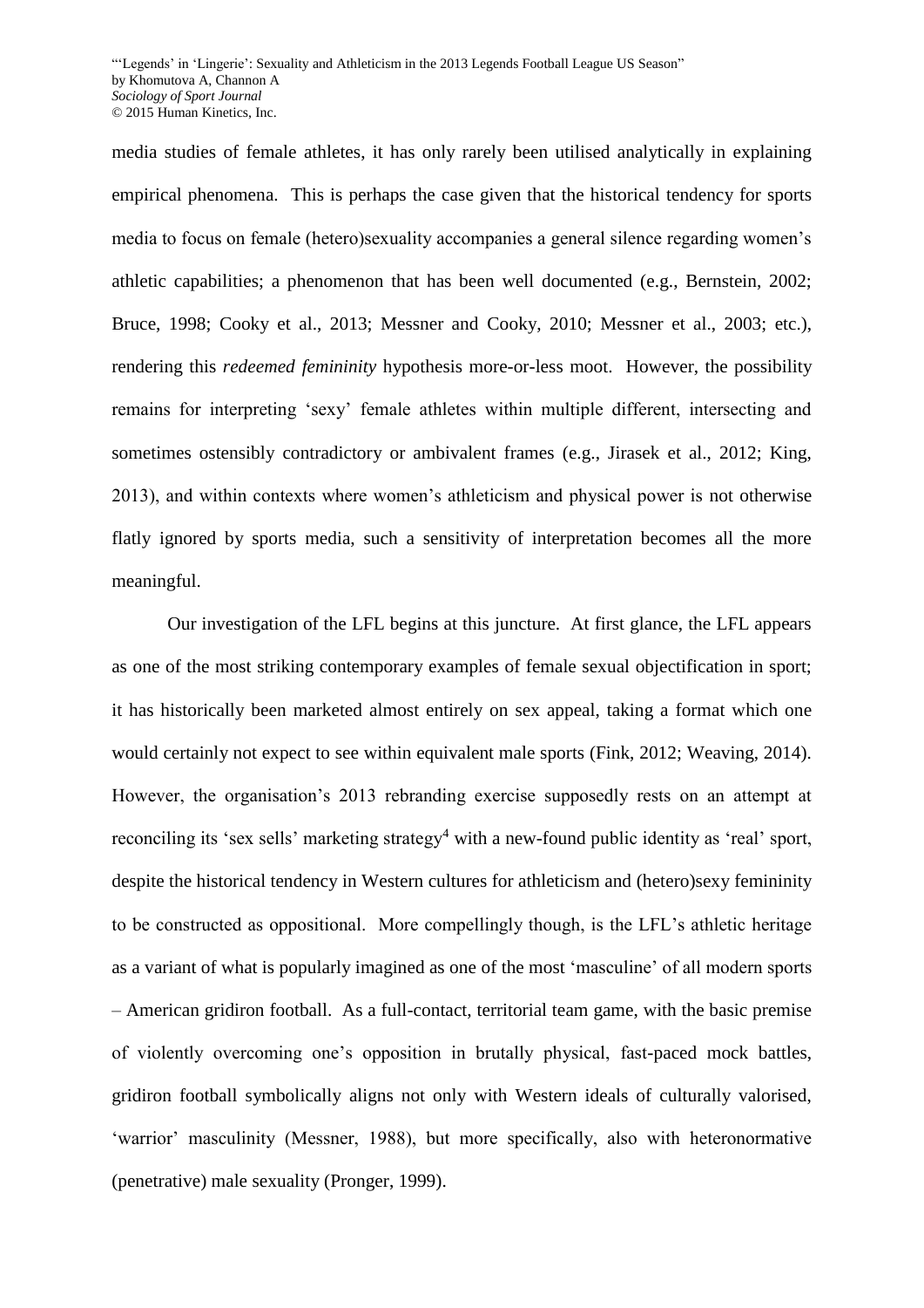media studies of female athletes, it has only rarely been utilised analytically in explaining empirical phenomena. This is perhaps the case given that the historical tendency for sports media to focus on female (hetero)sexuality accompanies a general silence regarding women's athletic capabilities; a phenomenon that has been well documented (e.g., Bernstein, 2002; Bruce, 1998; Cooky et al., 2013; Messner and Cooky, 2010; Messner et al., 2003; etc.), rendering this *redeemed femininity* hypothesis more-or-less moot. However, the possibility remains for interpreting 'sexy' female athletes within multiple different, intersecting and sometimes ostensibly contradictory or ambivalent frames (e.g., Jirasek et al., 2012; King, 2013), and within contexts where women's athleticism and physical power is not otherwise flatly ignored by sports media, such a sensitivity of interpretation becomes all the more meaningful.

Our investigation of the LFL begins at this juncture. At first glance, the LFL appears as one of the most striking contemporary examples of female sexual objectification in sport; it has historically been marketed almost entirely on sex appeal, taking a format which one would certainly not expect to see within equivalent male sports (Fink, 2012; Weaving, 2014). However, the organisation's 2013 rebranding exercise supposedly rests on an attempt at reconciling its 'sex sells' marketing strategy[4] with a new-found public identity as 'real' sport, despite the historical tendency in Western cultures for athleticism and (hetero)sexy femininity to be constructed as oppositional. More compellingly though, is the LFL's athletic heritage as a variant of what is popularly imagined as one of the most 'masculine' of all modern sports – American gridiron football. As a full-contact, territorial team game, with the basic premise of violently overcoming one's opposition in brutally physical, fast-paced mock battles, gridiron football symbolically aligns not only with Western ideals of culturally valorised, 'warrior' masculinity (Messner, 1988), but more specifically, also with heteronormative (penetrative) male sexuality (Pronger, 1999).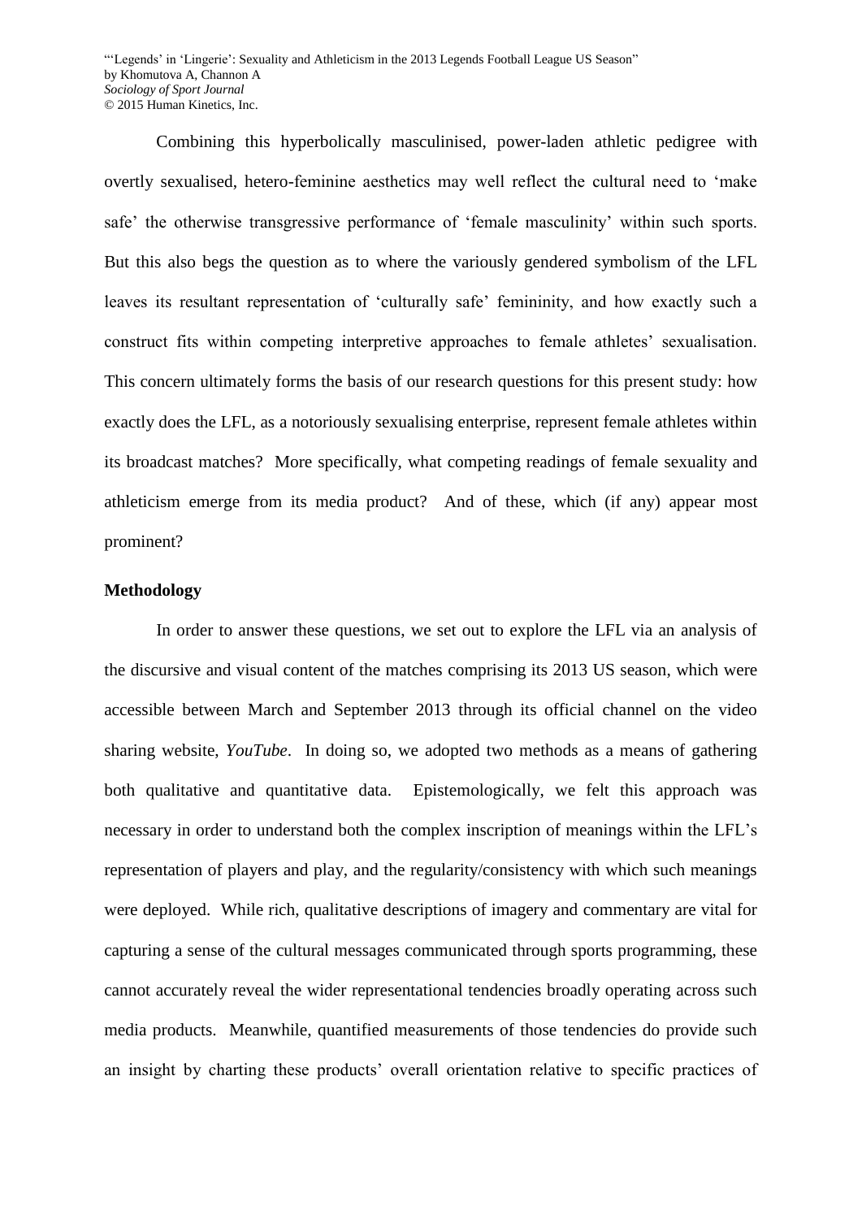Combining this hyperbolically masculinised, power-laden athletic pedigree with overtly sexualised, hetero-feminine aesthetics may well reflect the cultural need to 'make safe' the otherwise transgressive performance of 'female masculinity' within such sports. But this also begs the question as to where the variously gendered symbolism of the LFL leaves its resultant representation of 'culturally safe' femininity, and how exactly such a construct fits within competing interpretive approaches to female athletes' sexualisation. This concern ultimately forms the basis of our research questions for this present study: how exactly does the LFL, as a notoriously sexualising enterprise, represent female athletes within its broadcast matches? More specifically, what competing readings of female sexuality and athleticism emerge from its media product? And of these, which (if any) appear most prominent?

## Methodology

In order to answer these questions, we set out to explore the LFL via an analysis of the discursive and visual content of the matches comprising its 2013 US season, which were accessible between March and September 2013 through its official channel on the video sharing website, *YouTube*. In doing so, we adopted two methods as a means of gathering both qualitative and quantitative data. Epistemologically, we felt this approach was necessary in order to understand both the complex inscription of meanings within the LFL's representation of players and play, and the regularity/consistency with which such meanings were deployed. While rich, qualitative descriptions of imagery and commentary are vital for capturing a sense of the cultural messages communicated through sports programming, these cannot accurately reveal the wider representational tendencies broadly operating across such media products. Meanwhile, quantified measurements of those tendencies do provide such an insight by charting these products' overall orientation relative to specific practices of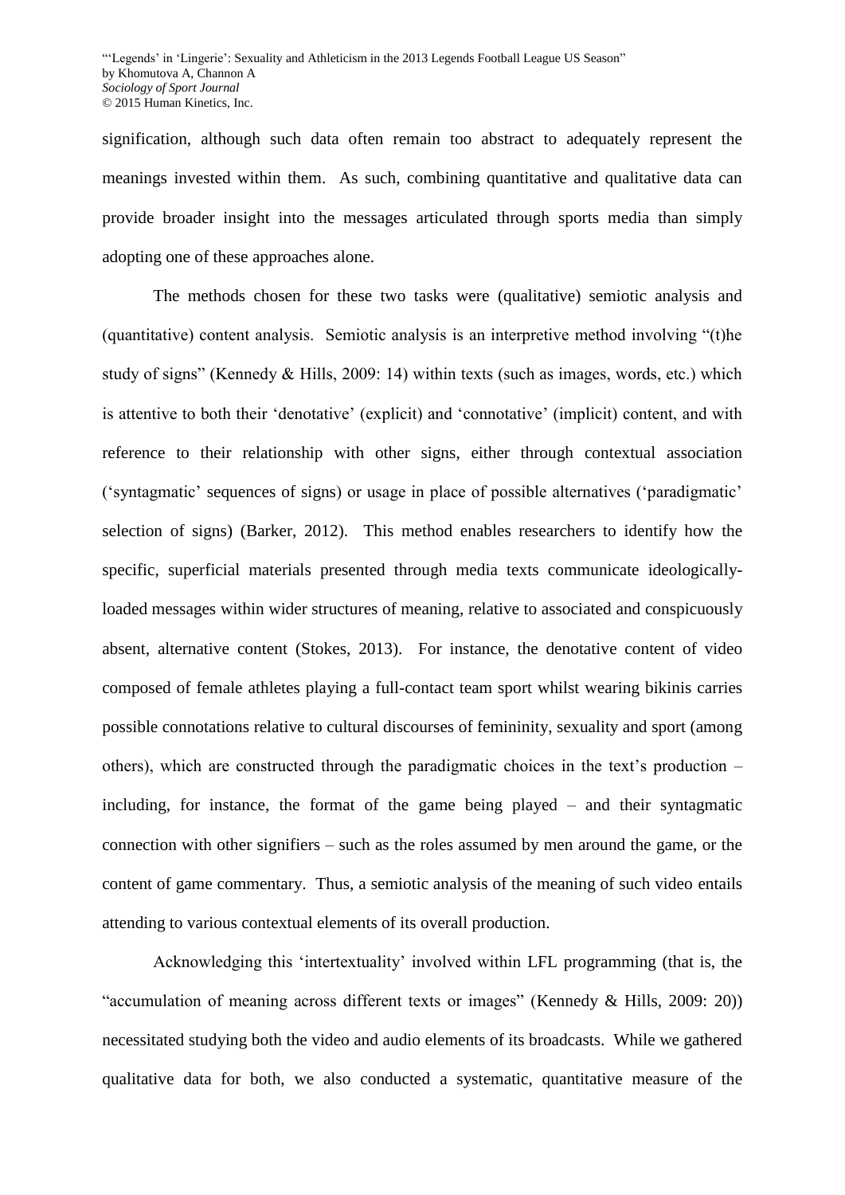signification, although such data often remain too abstract to adequately represent the meanings invested within them. As such, combining quantitative and qualitative data can provide broader insight into the messages articulated through sports media than simply adopting one of these approaches alone.

The methods chosen for these two tasks were (qualitative) semiotic analysis and (quantitative) content analysis. Semiotic analysis is an interpretive method involving "(t)he study of signs" (Kennedy & Hills, 2009: 14) within texts (such as images, words, etc.) which is attentive to both their 'denotative' (explicit) and 'connotative' (implicit) content, and with reference to their relationship with other signs, either through contextual association ('syntagmatic' sequences of signs) or usage in place of possible alternatives ('paradigmatic' selection of signs) (Barker, 2012). This method enables researchers to identify how the specific, superficial materials presented through media texts communicate ideologically-loaded messages within wider structures of meaning, relative to associated and conspicuously absent, alternative content (Stokes, 2013). For instance, the denotative content of video composed of female athletes playing a full-contact team sport whilst wearing bikinis carries possible connotations relative to cultural discourses of femininity, sexuality and sport (among others), which are constructed through the paradigmatic choices in the text's production – including, for instance, the format of the game being played – and their syntagmatic connection with other signifiers – such as the roles assumed by men around the game, or the content of game commentary. Thus, a semiotic analysis of the meaning of such video entails attending to various contextual elements of its overall production.

Acknowledging this 'intertextuality' involved within LFL programming (that is, the "accumulation of meaning across different texts or images" (Kennedy & Hills, 2009: 20)) necessitated studying both the video and audio elements of its broadcasts. While we gathered qualitative data for both, we also conducted a systematic, quantitative measure of the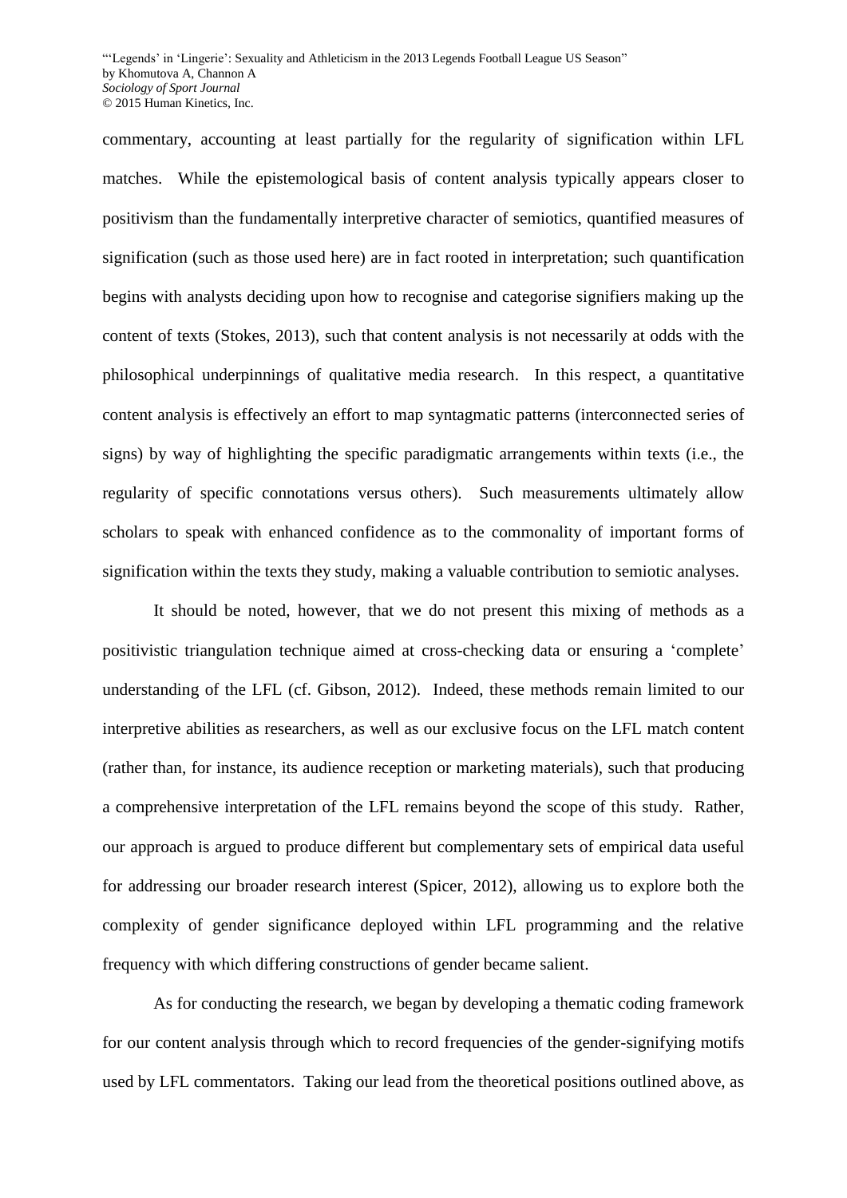commentary, accounting at least partially for the regularity of signification within LFL matches. While the epistemological basis of content analysis typically appears closer to positivism than the fundamentally interpretive character of semiotics, quantified measures of signification (such as those used here) are in fact rooted in interpretation; such quantification begins with analysts deciding upon how to recognise and categorise signifiers making up the content of texts (Stokes, 2013), such that content analysis is not necessarily at odds with the philosophical underpinnings of qualitative media research. In this respect, a quantitative content analysis is effectively an effort to map syntagmatic patterns (interconnected series of signs) by way of highlighting the specific paradigmatic arrangements within texts (i.e., the regularity of specific connotations versus others). Such measurements ultimately allow scholars to speak with enhanced confidence as to the commonality of important forms of signification within the texts they study, making a valuable contribution to semiotic analyses.

It should be noted, however, that we do not present this mixing of methods as a positivistic triangulation technique aimed at cross-checking data or ensuring a 'complete' understanding of the LFL (cf. Gibson, 2012). Indeed, these methods remain limited to our interpretive abilities as researchers, as well as our exclusive focus on the LFL match content (rather than, for instance, its audience reception or marketing materials), such that producing a comprehensive interpretation of the LFL remains beyond the scope of this study. Rather, our approach is argued to produce different but complementary sets of empirical data useful for addressing our broader research interest (Spicer, 2012), allowing us to explore both the complexity of gender significance deployed within LFL programming and the relative frequency with which differing constructions of gender became salient.

As for conducting the research, we began by developing a thematic coding framework for our content analysis through which to record frequencies of the gender-signifying motifs used by LFL commentators. Taking our lead from the theoretical positions outlined above, as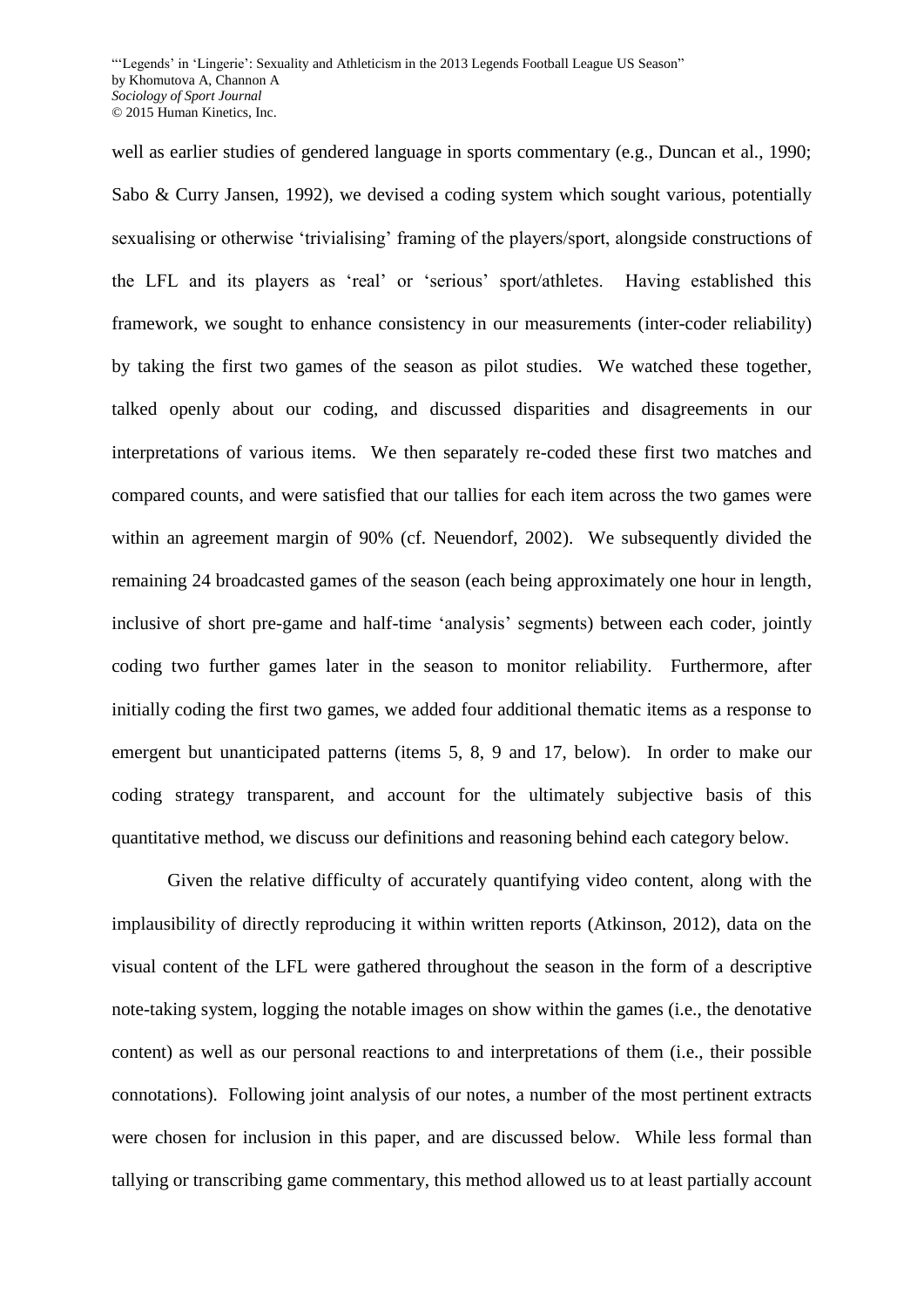well as earlier studies of gendered language in sports commentary (e.g., Duncan et al., 1990; Sabo & Curry Jansen, 1992), we devised a coding system which sought various, potentially sexualising or otherwise 'trivialising' framing of the players/sport, alongside constructions of the LFL and its players as 'real' or 'serious' sport/athletes. Having established this framework, we sought to enhance consistency in our measurements (inter-coder reliability) by taking the first two games of the season as pilot studies. We watched these together, talked openly about our coding, and discussed disparities and disagreements in our interpretations of various items. We then separately re-coded these first two matches and compared counts, and were satisfied that our tallies for each item across the two games were within an agreement margin of 90% (cf. Neuendorf, 2002). We subsequently divided the remaining 24 broadcasted games of the season (each being approximately one hour in length, inclusive of short pre-game and half-time 'analysis' segments) between each coder, jointly coding two further games later in the season to monitor reliability. Furthermore, after initially coding the first two games, we added four additional thematic items as a response to emergent but unanticipated patterns (items 5, 8, 9 and 17, below). In order to make our coding strategy transparent, and account for the ultimately subjective basis of this quantitative method, we discuss our definitions and reasoning behind each category below.

Given the relative difficulty of accurately quantifying video content, along with the implausibility of directly reproducing it within written reports (Atkinson, 2012), data on the visual content of the LFL were gathered throughout the season in the form of a descriptive note-taking system, logging the notable images on show within the games (i.e., the denotative content) as well as our personal reactions to and interpretations of them (i.e., their possible connotations). Following joint analysis of our notes, a number of the most pertinent extracts were chosen for inclusion in this paper, and are discussed below. While less formal than tallying or transcribing game commentary, this method allowed us to at least partially account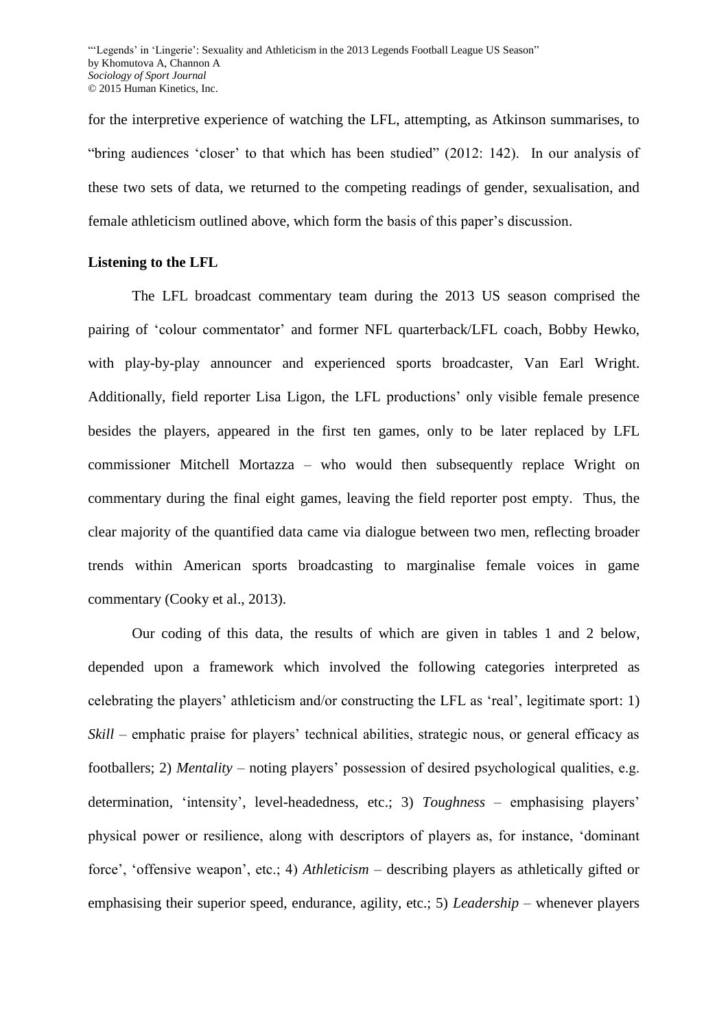for the interpretive experience of watching the LFL, attempting, as Atkinson summarises, to "bring audiences 'closer' to that which has been studied" (2012: 142). In our analysis of these two sets of data, we returned to the competing readings of gender, sexualisation, and female athleticism outlined above, which form the basis of this paper's discussion.

**Listening to the LFL**

The LFL broadcast commentary team during the 2013 US season comprised the pairing of 'colour commentator' and former NFL quarterback/LFL coach, Bobby Hewko, with play-by-play announcer and experienced sports broadcaster, Van Earl Wright. Additionally, field reporter Lisa Ligon, the LFL productions' only visible female presence besides the players, appeared in the first ten games, only to be later replaced by LFL commissioner Mitchell Mortazza – who would then subsequently replace Wright on commentary during the final eight games, leaving the field reporter post empty. Thus, the clear majority of the quantified data came via dialogue between two men, reflecting broader trends within American sports broadcasting to marginalise female voices in game commentary (Cooky et al., 2013).

Our coding of this data, the results of which are given in tables 1 and 2 below, depended upon a framework which involved the following categories interpreted as celebrating the players' athleticism and/or constructing the LFL as 'real', legitimate sport: 1) *Skill* – emphatic praise for players' technical abilities, strategic nous, or general efficacy as footballers; 2) *Mentality* – noting players' possession of desired psychological qualities, e.g. determination, 'intensity', level-headedness, etc.; 3) *Toughness* – emphasising players' physical power or resilience, along with descriptors of players as, for instance, 'dominant force', 'offensive weapon', etc.; 4) *Athleticism* – describing players as athletically gifted or emphasising their superior speed, endurance, agility, etc.; 5) *Leadership* – whenever players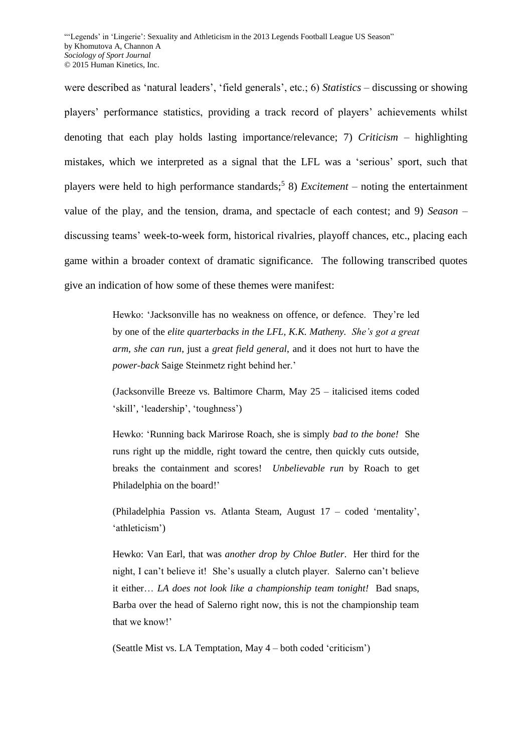were described as 'natural leaders', 'field generals', etc.; 6) *Statistics* – discussing or showing players' performance statistics, providing a track record of players' achievements whilst denoting that each play holds lasting importance/relevance; 7) *Criticism* – highlighting mistakes, which we interpreted as a signal that the LFL was a 'serious' sport, such that players were held to high performance standards;[5] 8) *Excitement* – noting the entertainment value of the play, and the tension, drama, and spectacle of each contest; and 9) *Season* – discussing teams' week-to-week form, historical rivalries, playoff chances, etc., placing each game within a broader context of dramatic significance. The following transcribed quotes give an indication of how some of these themes were manifest:

> Hewko: 'Jacksonville has no weakness on offence, or defence. They're led by one of the *elite quarterbacks in the LFL, K.K. Matheny. She's got a great arm, she can run*, just a *great field general*, and it does not hurt to have the *power-back* Saige Steinmetz right behind her.'
>
> (Jacksonville Breeze vs. Baltimore Charm, May 25 – italicised items coded 'skill', 'leadership', 'toughness')
>
> Hewko: 'Running back Marirose Roach, she is simply *bad to the bone!* She runs right up the middle, right toward the centre, then quickly cuts outside, breaks the containment and scores! *Unbelievable run* by Roach to get Philadelphia on the board!'
>
> (Philadelphia Passion vs. Atlanta Steam, August 17 – coded 'mentality', 'athleticism')
>
> Hewko: Van Earl, that was *another drop by Chloe Butler*. Her third for the night, I can't believe it! She's usually a clutch player. Salerno can't believe it either… *LA does not look like a championship team tonight!* Bad snaps, Barba over the head of Salerno right now, this is not the championship team that we know!'
>
> (Seattle Mist vs. LA Temptation, May 4 – both coded 'criticism')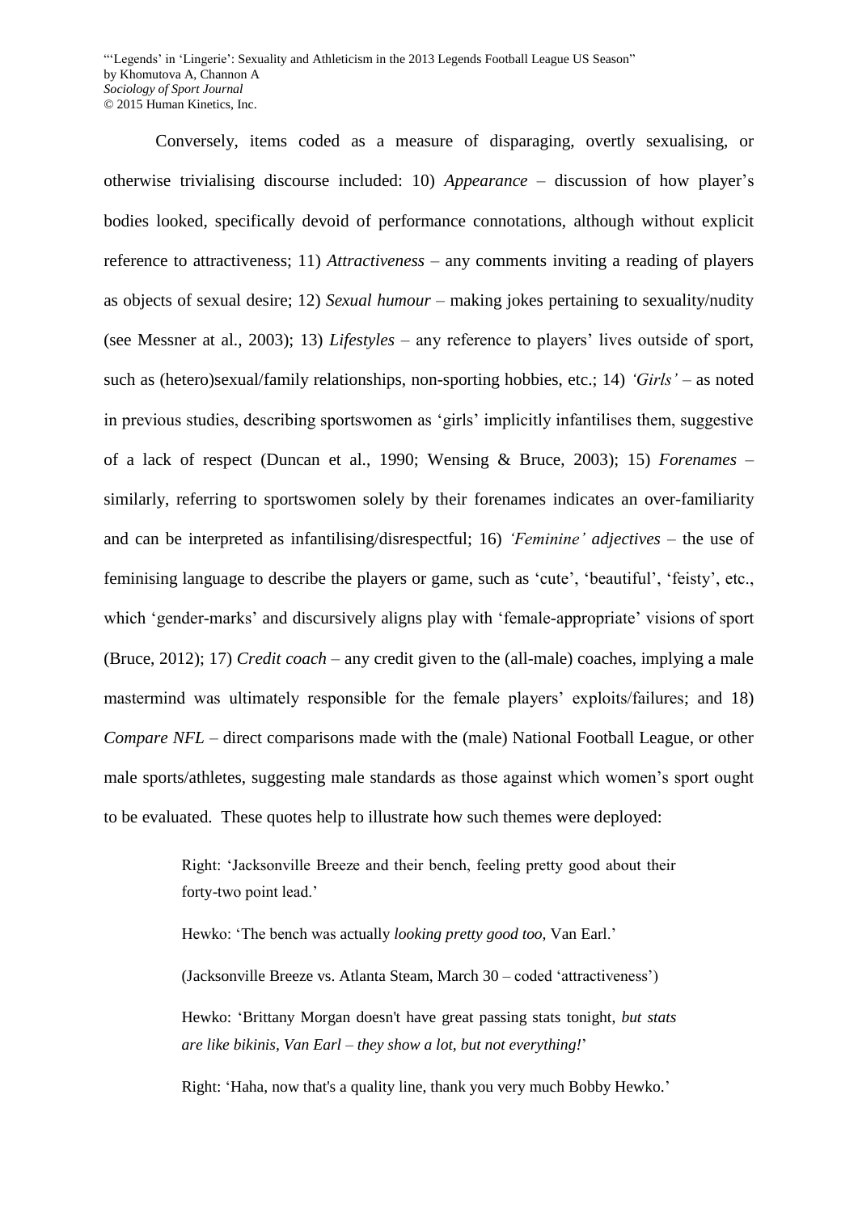Conversely, items coded as a measure of disparaging, overtly sexualising, or otherwise trivialising discourse included: 10) *Appearance* – discussion of how player's bodies looked, specifically devoid of performance connotations, although without explicit reference to attractiveness; 11) *Attractiveness* – any comments inviting a reading of players as objects of sexual desire; 12) *Sexual humour* – making jokes pertaining to sexuality/nudity (see Messner at al., 2003); 13) *Lifestyles* – any reference to players' lives outside of sport, such as (hetero)sexual/family relationships, non-sporting hobbies, etc.; 14) *'Girls'* – as noted in previous studies, describing sportswomen as 'girls' implicitly infantilises them, suggestive of a lack of respect (Duncan et al., 1990; Wensing & Bruce, 2003); 15) *Forenames* – similarly, referring to sportswomen solely by their forenames indicates an over-familiarity and can be interpreted as infantilising/disrespectful; 16) *'Feminine' adjectives* – the use of feminising language to describe the players or game, such as 'cute', 'beautiful', 'feisty', etc., which 'gender-marks' and discursively aligns play with 'female-appropriate' visions of sport (Bruce, 2012); 17) *Credit coach* – any credit given to the (all-male) coaches, implying a male mastermind was ultimately responsible for the female players' exploits/failures; and 18) *Compare NFL* – direct comparisons made with the (male) National Football League, or other male sports/athletes, suggesting male standards as those against which women's sport ought to be evaluated. These quotes help to illustrate how such themes were deployed:

> Right: 'Jacksonville Breeze and their bench, feeling pretty good about their forty-two point lead.'
>
> Hewko: 'The bench was actually *looking pretty good too*, Van Earl.'
>
> (Jacksonville Breeze vs. Atlanta Steam, March 30 – coded 'attractiveness')
>
> Hewko: 'Brittany Morgan doesn't have great passing stats tonight, *but stats are like bikinis, Van Earl – they show a lot, but not everything!*'
>
> Right: 'Haha, now that's a quality line, thank you very much Bobby Hewko.'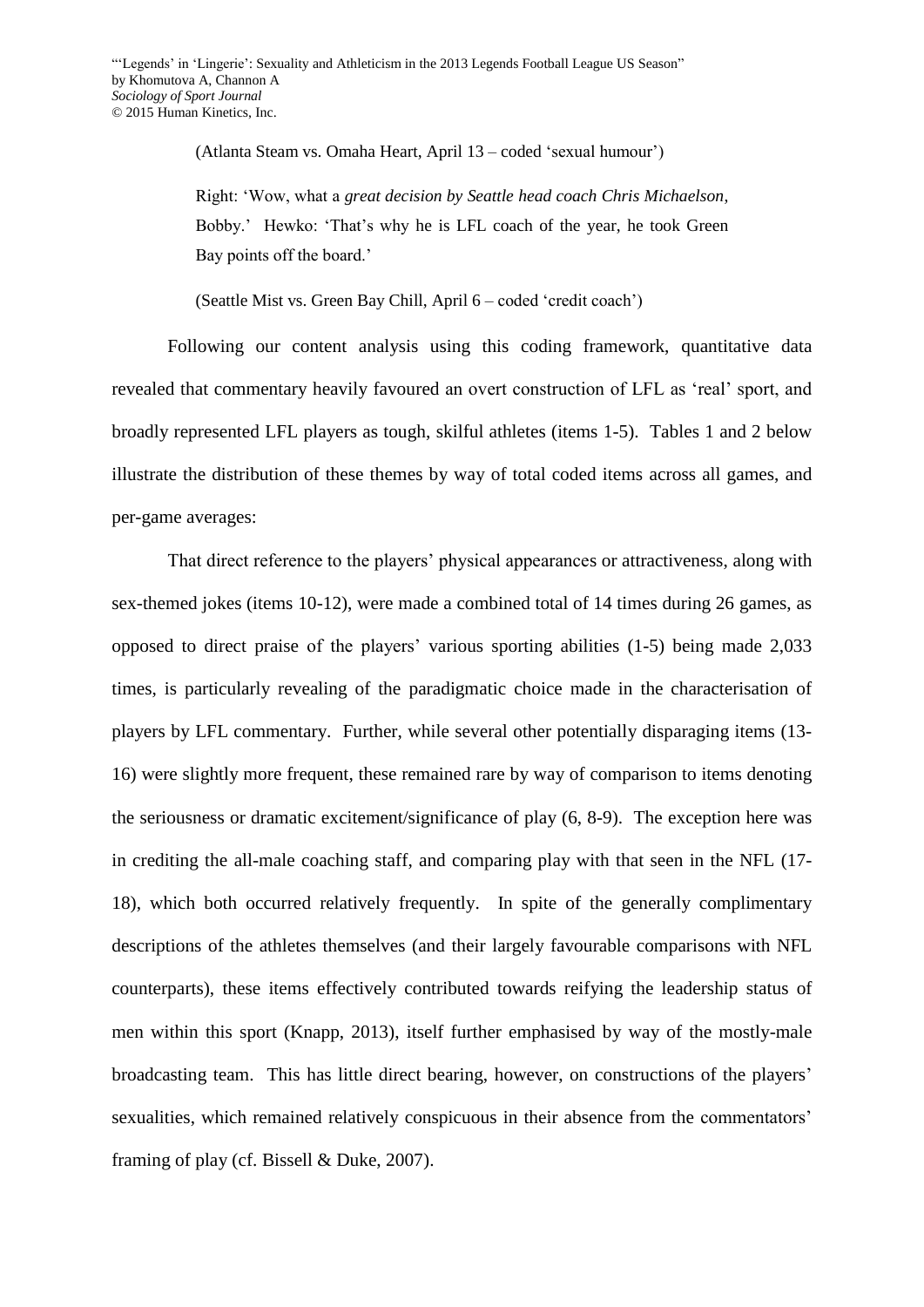(Atlanta Steam vs. Omaha Heart, April 13 – coded 'sexual humour')

Right: 'Wow, what a *great decision by Seattle head coach Chris Michaelson*, Bobby.' Hewko: 'That's why he is LFL coach of the year, he took Green Bay points off the board.'

(Seattle Mist vs. Green Bay Chill, April 6 – coded 'credit coach')

Following our content analysis using this coding framework, quantitative data revealed that commentary heavily favoured an overt construction of LFL as 'real' sport, and broadly represented LFL players as tough, skilful athletes (items 1-5). Tables 1 and 2 below illustrate the distribution of these themes by way of total coded items across all games, and per-game averages:

That direct reference to the players' physical appearances or attractiveness, along with sex-themed jokes (items 10-12), were made a combined total of 14 times during 26 games, as opposed to direct praise of the players' various sporting abilities (1-5) being made 2,033 times, is particularly revealing of the paradigmatic choice made in the characterisation of players by LFL commentary. Further, while several other potentially disparaging items (13-16) were slightly more frequent, these remained rare by way of comparison to items denoting the seriousness or dramatic excitement/significance of play (6, 8-9). The exception here was in crediting the all-male coaching staff, and comparing play with that seen in the NFL (17-18), which both occurred relatively frequently. In spite of the generally complimentary descriptions of the athletes themselves (and their largely favourable comparisons with NFL counterparts), these items effectively contributed towards reifying the leadership status of men within this sport (Knapp, 2013), itself further emphasised by way of the mostly-male broadcasting team. This has little direct bearing, however, on constructions of the players' sexualities, which remained relatively conspicuous in their absence from the commentators' framing of play (cf. Bissell & Duke, 2007).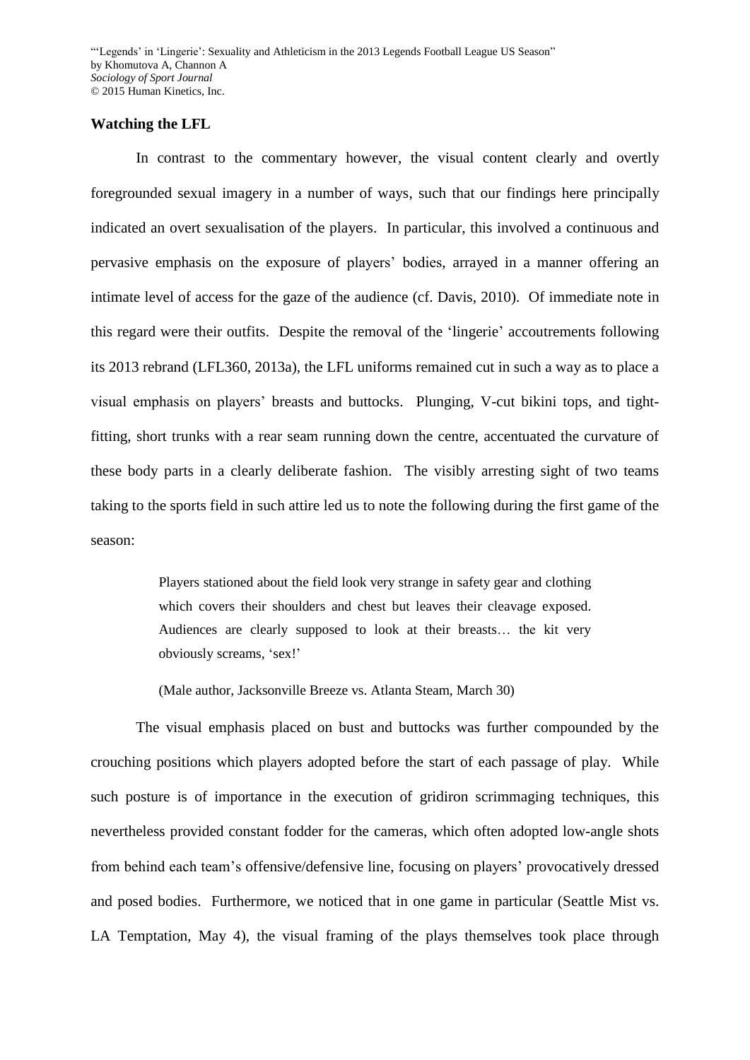## Watching the LFL

In contrast to the commentary however, the visual content clearly and overtly foregrounded sexual imagery in a number of ways, such that our findings here principally indicated an overt sexualisation of the players. In particular, this involved a continuous and pervasive emphasis on the exposure of players' bodies, arrayed in a manner offering an intimate level of access for the gaze of the audience (cf. Davis, 2010). Of immediate note in this regard were their outfits. Despite the removal of the 'lingerie' accoutrements following its 2013 rebrand (LFL360, 2013a), the LFL uniforms remained cut in such a way as to place a visual emphasis on players' breasts and buttocks. Plunging, V-cut bikini tops, and tight-fitting, short trunks with a rear seam running down the centre, accentuated the curvature of these body parts in a clearly deliberate fashion. The visibly arresting sight of two teams taking to the sports field in such attire led us to note the following during the first game of the season:

> Players stationed about the field look very strange in safety gear and clothing which covers their shoulders and chest but leaves their cleavage exposed. Audiences are clearly supposed to look at their breasts… the kit very obviously screams, 'sex!'
>
> (Male author, Jacksonville Breeze vs. Atlanta Steam, March 30)

The visual emphasis placed on bust and buttocks was further compounded by the crouching positions which players adopted before the start of each passage of play. While such posture is of importance in the execution of gridiron scrimmaging techniques, this nevertheless provided constant fodder for the cameras, which often adopted low-angle shots from behind each team's offensive/defensive line, focusing on players' provocatively dressed and posed bodies. Furthermore, we noticed that in one game in particular (Seattle Mist vs. LA Temptation, May 4), the visual framing of the plays themselves took place through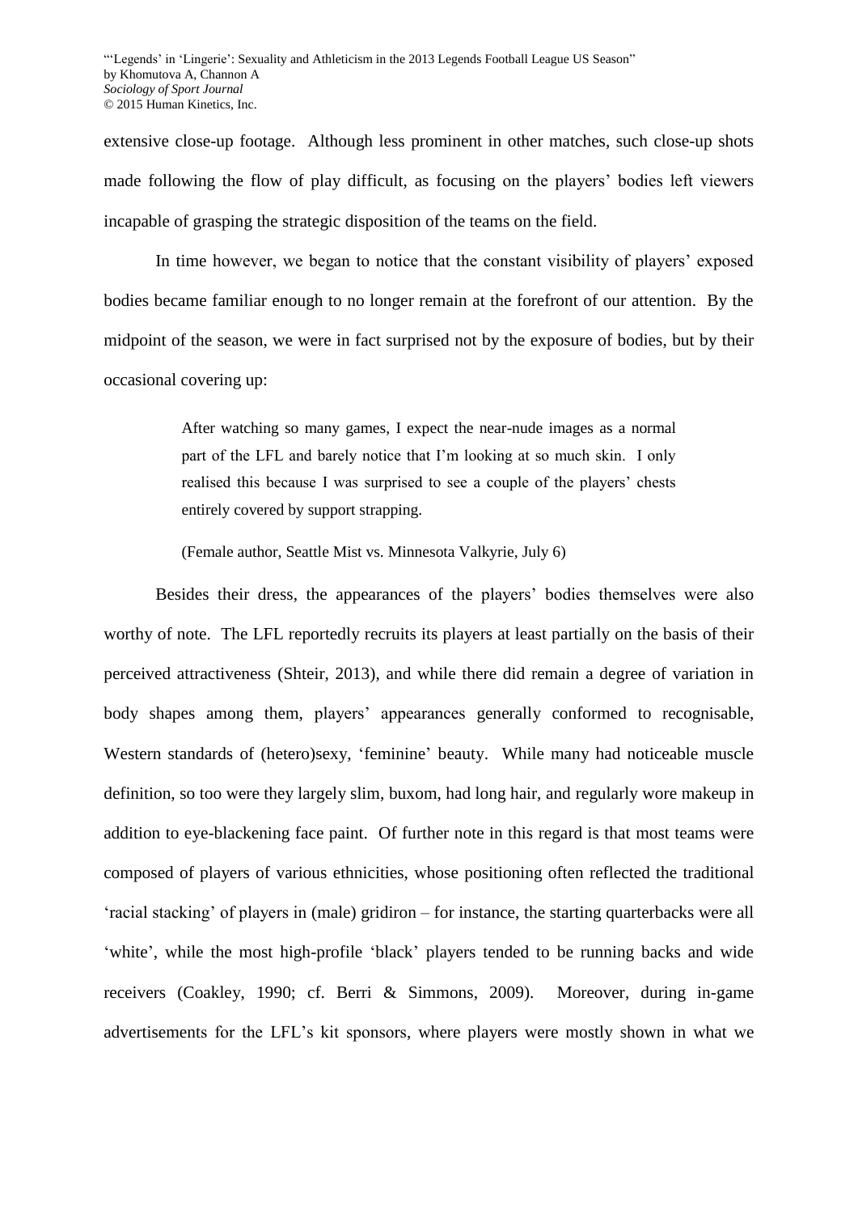extensive close-up footage. Although less prominent in other matches, such close-up shots made following the flow of play difficult, as focusing on the players' bodies left viewers incapable of grasping the strategic disposition of the teams on the field.

In time however, we began to notice that the constant visibility of players' exposed bodies became familiar enough to no longer remain at the forefront of our attention. By the midpoint of the season, we were in fact surprised not by the exposure of bodies, but by their occasional covering up:

> After watching so many games, I expect the near-nude images as a normal part of the LFL and barely notice that I'm looking at so much skin. I only realised this because I was surprised to see a couple of the players' chests entirely covered by support strapping.
>
> (Female author, Seattle Mist vs. Minnesota Valkyrie, July 6)

Besides their dress, the appearances of the players' bodies themselves were also worthy of note. The LFL reportedly recruits its players at least partially on the basis of their perceived attractiveness (Shteir, 2013), and while there did remain a degree of variation in body shapes among them, players' appearances generally conformed to recognisable, Western standards of (hetero)sexy, 'feminine' beauty. While many had noticeable muscle definition, so too were they largely slim, buxom, had long hair, and regularly wore makeup in addition to eye-blackening face paint. Of further note in this regard is that most teams were composed of players of various ethnicities, whose positioning often reflected the traditional 'racial stacking' of players in (male) gridiron – for instance, the starting quarterbacks were all 'white', while the most high-profile 'black' players tended to be running backs and wide receivers (Coakley, 1990; cf. Berri & Simmons, 2009). Moreover, during in-game advertisements for the LFL's kit sponsors, where players were mostly shown in what we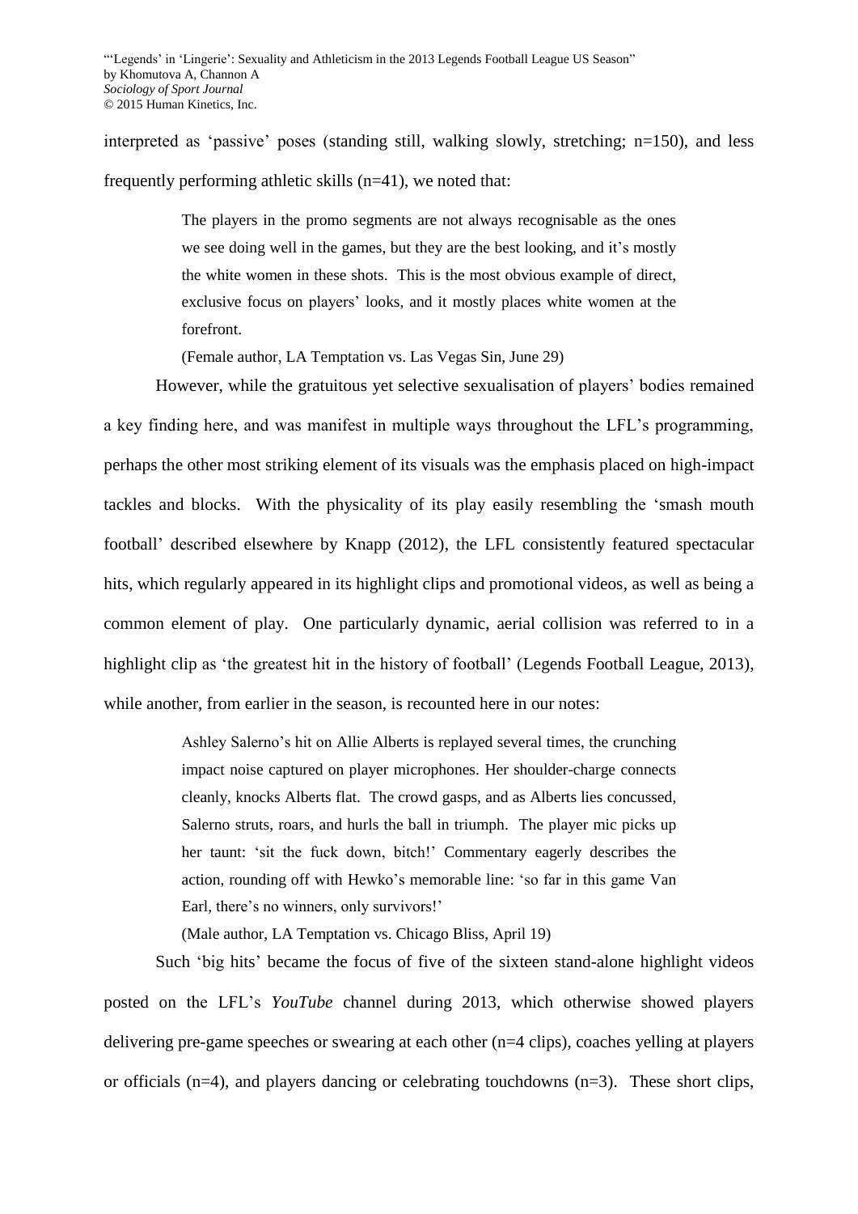interpreted as 'passive' poses (standing still, walking slowly, stretching; n=150), and less frequently performing athletic skills (n=41), we noted that:

> The players in the promo segments are not always recognisable as the ones we see doing well in the games, but they are the best looking, and it's mostly the white women in these shots. This is the most obvious example of direct, exclusive focus on players' looks, and it mostly places white women at the forefront.
>
> (Female author, LA Temptation vs. Las Vegas Sin, June 29)

However, while the gratuitous yet selective sexualisation of players' bodies remained a key finding here, and was manifest in multiple ways throughout the LFL's programming, perhaps the other most striking element of its visuals was the emphasis placed on high-impact tackles and blocks. With the physicality of its play easily resembling the 'smash mouth football' described elsewhere by Knapp (2012), the LFL consistently featured spectacular hits, which regularly appeared in its highlight clips and promotional videos, as well as being a common element of play. One particularly dynamic, aerial collision was referred to in a highlight clip as 'the greatest hit in the history of football' (Legends Football League, 2013), while another, from earlier in the season, is recounted here in our notes:

> Ashley Salerno's hit on Allie Alberts is replayed several times, the crunching impact noise captured on player microphones. Her shoulder-charge connects cleanly, knocks Alberts flat. The crowd gasps, and as Alberts lies concussed, Salerno struts, roars, and hurls the ball in triumph. The player mic picks up her taunt: 'sit the fuck down, bitch!' Commentary eagerly describes the action, rounding off with Hewko's memorable line: 'so far in this game Van Earl, there's no winners, only survivors!'
>
> (Male author, LA Temptation vs. Chicago Bliss, April 19)

Such 'big hits' became the focus of five of the sixteen stand-alone highlight videos posted on the LFL's *YouTube* channel during 2013, which otherwise showed players delivering pre-game speeches or swearing at each other (n=4 clips), coaches yelling at players or officials (n=4), and players dancing or celebrating touchdowns (n=3). These short clips,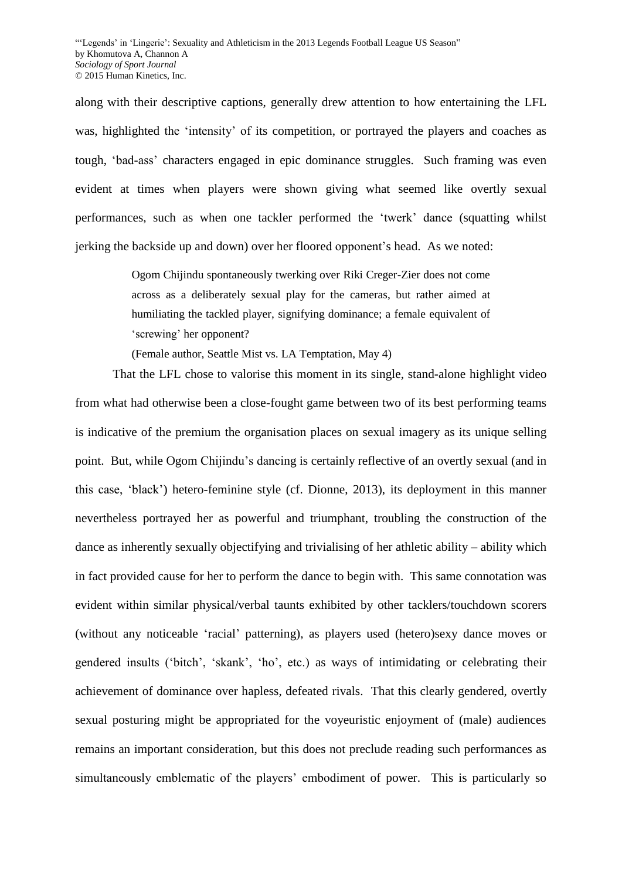along with their descriptive captions, generally drew attention to how entertaining the LFL was, highlighted the 'intensity' of its competition, or portrayed the players and coaches as tough, 'bad-ass' characters engaged in epic dominance struggles. Such framing was even evident at times when players were shown giving what seemed like overtly sexual performances, such as when one tackler performed the 'twerk' dance (squatting whilst jerking the backside up and down) over her floored opponent's head. As we noted:

> Ogom Chijindu spontaneously twerking over Riki Creger-Zier does not come across as a deliberately sexual play for the cameras, but rather aimed at humiliating the tackled player, signifying dominance; a female equivalent of 'screwing' her opponent?
>
> (Female author, Seattle Mist vs. LA Temptation, May 4)

That the LFL chose to valorise this moment in its single, stand-alone highlight video from what had otherwise been a close-fought game between two of its best performing teams is indicative of the premium the organisation places on sexual imagery as its unique selling point. But, while Ogom Chijindu's dancing is certainly reflective of an overtly sexual (and in this case, 'black') hetero-feminine style (cf. Dionne, 2013), its deployment in this manner nevertheless portrayed her as powerful and triumphant, troubling the construction of the dance as inherently sexually objectifying and trivialising of her athletic ability – ability which in fact provided cause for her to perform the dance to begin with. This same connotation was evident within similar physical/verbal taunts exhibited by other tacklers/touchdown scorers (without any noticeable 'racial' patterning), as players used (hetero)sexy dance moves or gendered insults ('bitch', 'skank', 'ho', etc.) as ways of intimidating or celebrating their achievement of dominance over hapless, defeated rivals. That this clearly gendered, overtly sexual posturing might be appropriated for the voyeuristic enjoyment of (male) audiences remains an important consideration, but this does not preclude reading such performances as simultaneously emblematic of the players' embodiment of power. This is particularly so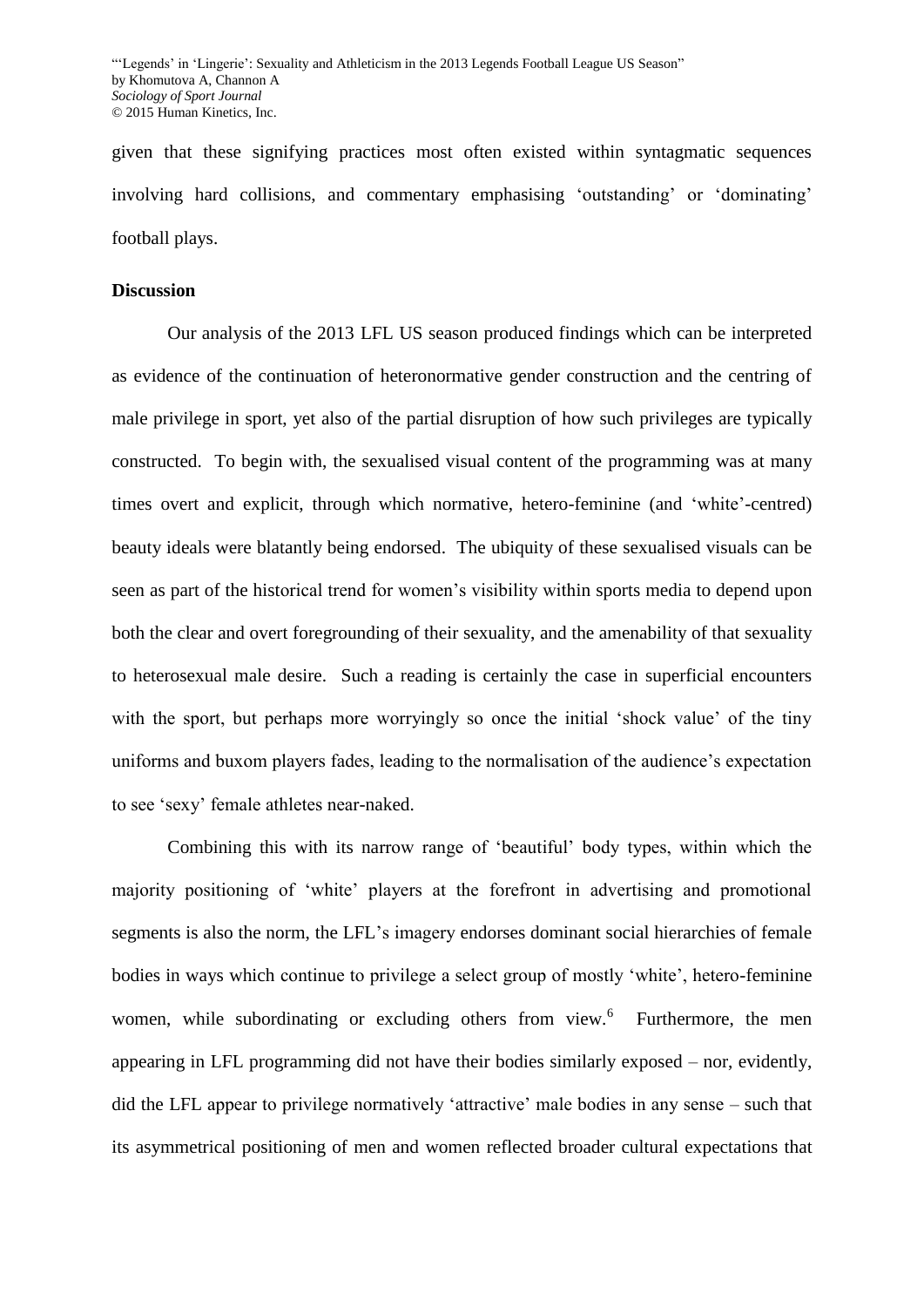given that these signifying practices most often existed within syntagmatic sequences involving hard collisions, and commentary emphasising 'outstanding' or 'dominating' football plays.

## Discussion

Our analysis of the 2013 LFL US season produced findings which can be interpreted as evidence of the continuation of heteronormative gender construction and the centring of male privilege in sport, yet also of the partial disruption of how such privileges are typically constructed. To begin with, the sexualised visual content of the programming was at many times overt and explicit, through which normative, hetero-feminine (and 'white'-centred) beauty ideals were blatantly being endorsed. The ubiquity of these sexualised visuals can be seen as part of the historical trend for women's visibility within sports media to depend upon both the clear and overt foregrounding of their sexuality, and the amenability of that sexuality to heterosexual male desire. Such a reading is certainly the case in superficial encounters with the sport, but perhaps more worryingly so once the initial 'shock value' of the tiny uniforms and buxom players fades, leading to the normalisation of the audience's expectation to see 'sexy' female athletes near-naked.

Combining this with its narrow range of 'beautiful' body types, within which the majority positioning of 'white' players at the forefront in advertising and promotional segments is also the norm, the LFL's imagery endorses dominant social hierarchies of female bodies in ways which continue to privilege a select group of mostly 'white', hetero-feminine women, while subordinating or excluding others from view.[6] Furthermore, the men appearing in LFL programming did not have their bodies similarly exposed – nor, evidently, did the LFL appear to privilege normatively 'attractive' male bodies in any sense – such that its asymmetrical positioning of men and women reflected broader cultural expectations that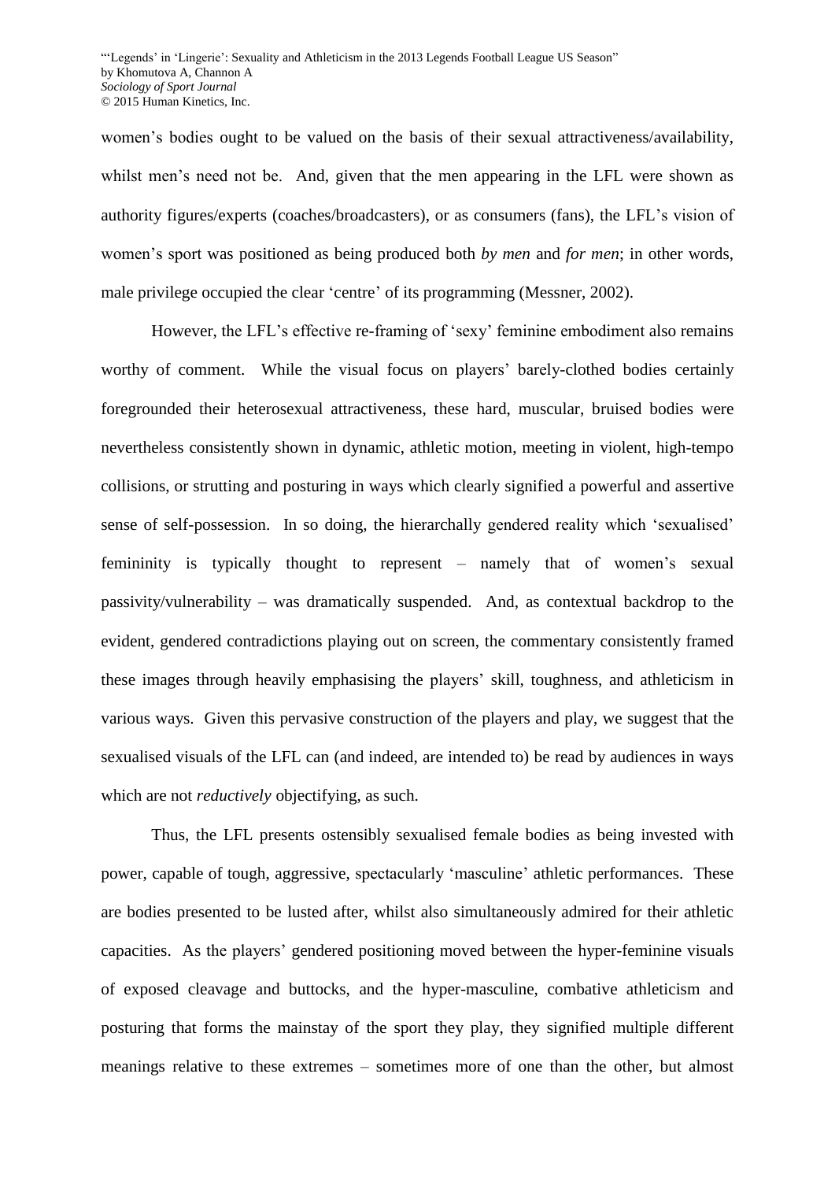women's bodies ought to be valued on the basis of their sexual attractiveness/availability, whilst men's need not be. And, given that the men appearing in the LFL were shown as authority figures/experts (coaches/broadcasters), or as consumers (fans), the LFL's vision of women's sport was positioned as being produced both *by men* and *for men*; in other words, male privilege occupied the clear 'centre' of its programming (Messner, 2002).

However, the LFL's effective re-framing of 'sexy' feminine embodiment also remains worthy of comment. While the visual focus on players' barely-clothed bodies certainly foregrounded their heterosexual attractiveness, these hard, muscular, bruised bodies were nevertheless consistently shown in dynamic, athletic motion, meeting in violent, high-tempo collisions, or strutting and posturing in ways which clearly signified a powerful and assertive sense of self-possession. In so doing, the hierarchally gendered reality which 'sexualised' femininity is typically thought to represent – namely that of women's sexual passivity/vulnerability – was dramatically suspended. And, as contextual backdrop to the evident, gendered contradictions playing out on screen, the commentary consistently framed these images through heavily emphasising the players' skill, toughness, and athleticism in various ways. Given this pervasive construction of the players and play, we suggest that the sexualised visuals of the LFL can (and indeed, are intended to) be read by audiences in ways which are not *reductively* objectifying, as such.

Thus, the LFL presents ostensibly sexualised female bodies as being invested with power, capable of tough, aggressive, spectacularly 'masculine' athletic performances. These are bodies presented to be lusted after, whilst also simultaneously admired for their athletic capacities. As the players' gendered positioning moved between the hyper-feminine visuals of exposed cleavage and buttocks, and the hyper-masculine, combative athleticism and posturing that forms the mainstay of the sport they play, they signified multiple different meanings relative to these extremes – sometimes more of one than the other, but almost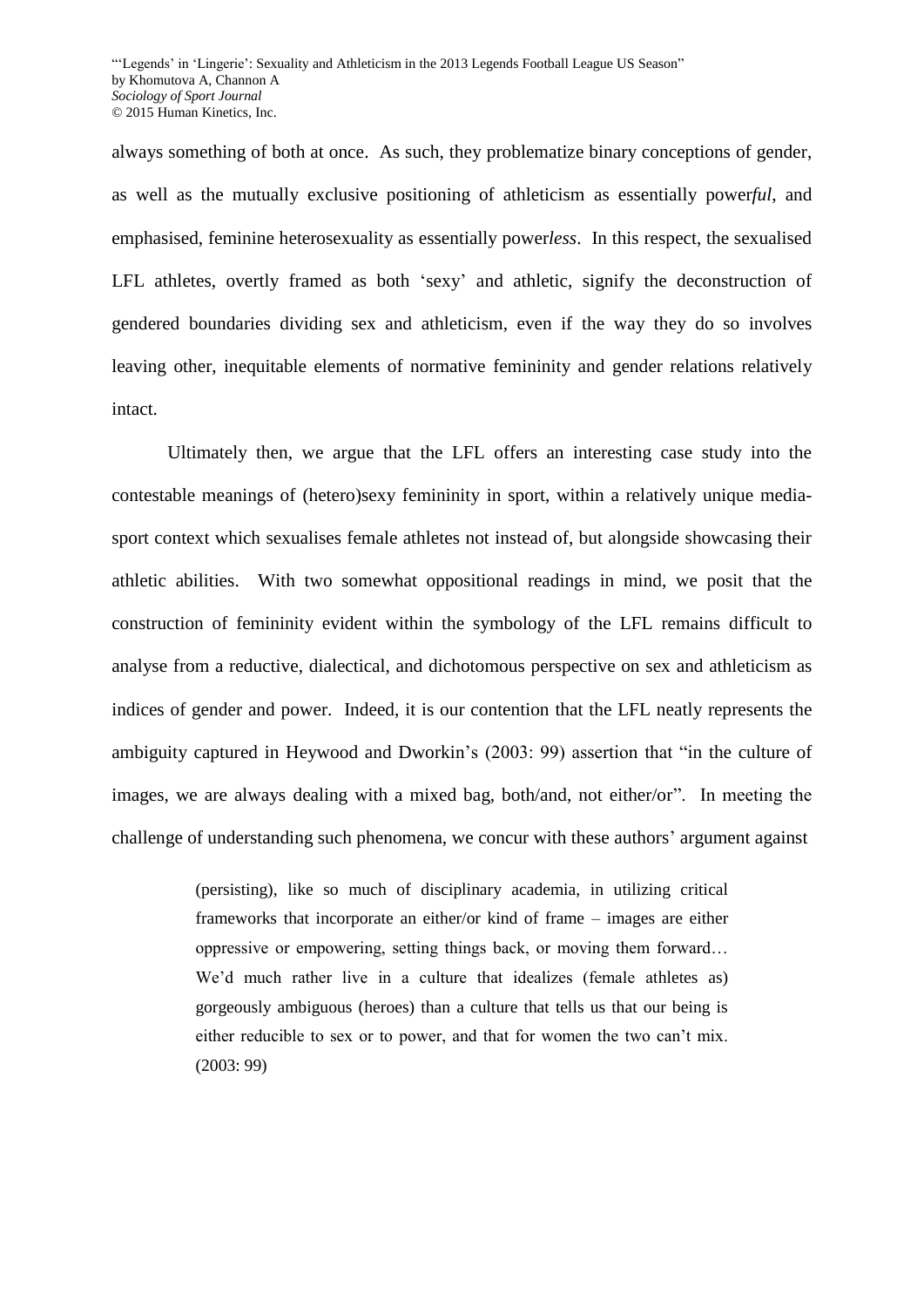always something of both at once. As such, they problematize binary conceptions of gender, as well as the mutually exclusive positioning of athleticism as essentially power*ful*, and emphasised, feminine heterosexuality as essentially power*less*. In this respect, the sexualised LFL athletes, overtly framed as both 'sexy' and athletic, signify the deconstruction of gendered boundaries dividing sex and athleticism, even if the way they do so involves leaving other, inequitable elements of normative femininity and gender relations relatively intact.

Ultimately then, we argue that the LFL offers an interesting case study into the contestable meanings of (hetero)sexy femininity in sport, within a relatively unique media-sport context which sexualises female athletes not instead of, but alongside showcasing their athletic abilities. With two somewhat oppositional readings in mind, we posit that the construction of femininity evident within the symbology of the LFL remains difficult to analyse from a reductive, dialectical, and dichotomous perspective on sex and athleticism as indices of gender and power. Indeed, it is our contention that the LFL neatly represents the ambiguity captured in Heywood and Dworkin's (2003: 99) assertion that "in the culture of images, we are always dealing with a mixed bag, both/and, not either/or". In meeting the challenge of understanding such phenomena, we concur with these authors' argument against

> (persisting), like so much of disciplinary academia, in utilizing critical frameworks that incorporate an either/or kind of frame – images are either oppressive or empowering, setting things back, or moving them forward… We'd much rather live in a culture that idealizes (female athletes as) gorgeously ambiguous (heroes) than a culture that tells us that our being is either reducible to sex or to power, and that for women the two can't mix. (2003: 99)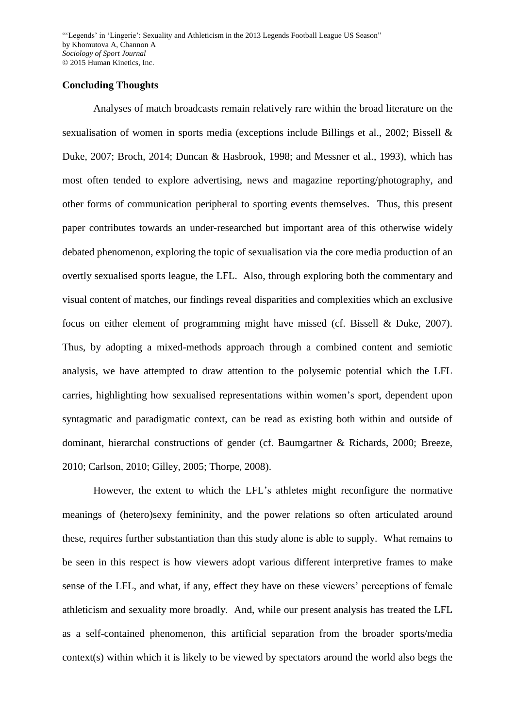## Concluding Thoughts

Analyses of match broadcasts remain relatively rare within the broad literature on the sexualisation of women in sports media (exceptions include Billings et al., 2002; Bissell & Duke, 2007; Broch, 2014; Duncan & Hasbrook, 1998; and Messner et al., 1993), which has most often tended to explore advertising, news and magazine reporting/photography, and other forms of communication peripheral to sporting events themselves. Thus, this present paper contributes towards an under-researched but important area of this otherwise widely debated phenomenon, exploring the topic of sexualisation via the core media production of an overtly sexualised sports league, the LFL. Also, through exploring both the commentary and visual content of matches, our findings reveal disparities and complexities which an exclusive focus on either element of programming might have missed (cf. Bissell & Duke, 2007). Thus, by adopting a mixed-methods approach through a combined content and semiotic analysis, we have attempted to draw attention to the polysemic potential which the LFL carries, highlighting how sexualised representations within women's sport, dependent upon syntagmatic and paradigmatic context, can be read as existing both within and outside of dominant, hierarchal constructions of gender (cf. Baumgartner & Richards, 2000; Breeze, 2010; Carlson, 2010; Gilley, 2005; Thorpe, 2008).

However, the extent to which the LFL's athletes might reconfigure the normative meanings of (hetero)sexy femininity, and the power relations so often articulated around these, requires further substantiation than this study alone is able to supply. What remains to be seen in this respect is how viewers adopt various different interpretive frames to make sense of the LFL, and what, if any, effect they have on these viewers' perceptions of female athleticism and sexuality more broadly. And, while our present analysis has treated the LFL as a self-contained phenomenon, this artificial separation from the broader sports/media context(s) within which it is likely to be viewed by spectators around the world also begs the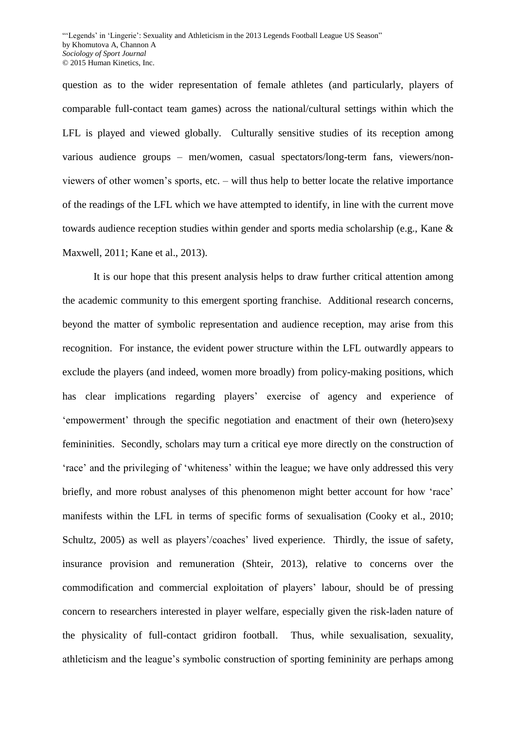question as to the wider representation of female athletes (and particularly, players of comparable full-contact team games) across the national/cultural settings within which the LFL is played and viewed globally. Culturally sensitive studies of its reception among various audience groups – men/women, casual spectators/long-term fans, viewers/non-viewers of other women's sports, etc. – will thus help to better locate the relative importance of the readings of the LFL which we have attempted to identify, in line with the current move towards audience reception studies within gender and sports media scholarship (e.g., Kane & Maxwell, 2011; Kane et al., 2013).

It is our hope that this present analysis helps to draw further critical attention among the academic community to this emergent sporting franchise. Additional research concerns, beyond the matter of symbolic representation and audience reception, may arise from this recognition. For instance, the evident power structure within the LFL outwardly appears to exclude the players (and indeed, women more broadly) from policy-making positions, which has clear implications regarding players' exercise of agency and experience of 'empowerment' through the specific negotiation and enactment of their own (hetero)sexy femininities. Secondly, scholars may turn a critical eye more directly on the construction of 'race' and the privileging of 'whiteness' within the league; we have only addressed this very briefly, and more robust analyses of this phenomenon might better account for how 'race' manifests within the LFL in terms of specific forms of sexualisation (Cooky et al., 2010; Schultz, 2005) as well as players'/coaches' lived experience. Thirdly, the issue of safety, insurance provision and remuneration (Shteir, 2013), relative to concerns over the commodification and commercial exploitation of players' labour, should be of pressing concern to researchers interested in player welfare, especially given the risk-laden nature of the physicality of full-contact gridiron football. Thus, while sexualisation, sexuality, athleticism and the league's symbolic construction of sporting femininity are perhaps among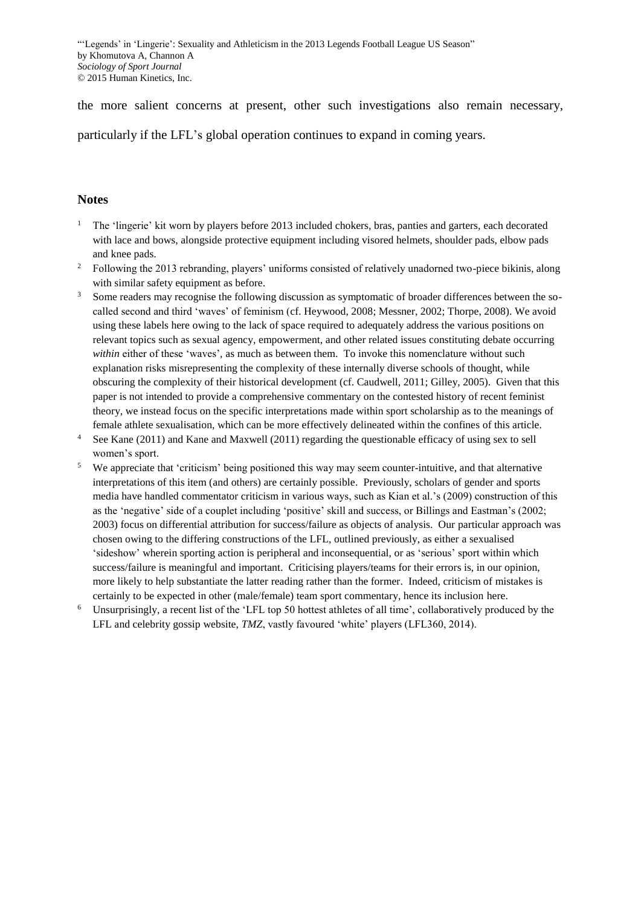the more salient concerns at present, other such investigations also remain necessary, particularly if the LFL's global operation continues to expand in coming years.

## Notes

1. The 'lingerie' kit worn by players before 2013 included chokers, bras, panties and garters, each decorated with lace and bows, alongside protective equipment including visored helmets, shoulder pads, elbow pads and knee pads.
2. Following the 2013 rebranding, players' uniforms consisted of relatively unadorned two-piece bikinis, along with similar safety equipment as before.
3. Some readers may recognise the following discussion as symptomatic of broader differences between the so-called second and third 'waves' of feminism (cf. Heywood, 2008; Messner, 2002; Thorpe, 2008). We avoid using these labels here owing to the lack of space required to adequately address the various positions on relevant topics such as sexual agency, empowerment, and other related issues constituting debate occurring *within* either of these 'waves', as much as between them. To invoke this nomenclature without such explanation risks misrepresenting the complexity of these internally diverse schools of thought, while obscuring the complexity of their historical development (cf. Caudwell, 2011; Gilley, 2005). Given that this paper is not intended to provide a comprehensive commentary on the contested history of recent feminist theory, we instead focus on the specific interpretations made within sport scholarship as to the meanings of female athlete sexualisation, which can be more effectively delineated within the confines of this article.
4. See Kane (2011) and Kane and Maxwell (2011) regarding the questionable efficacy of using sex to sell women's sport.
5. We appreciate that 'criticism' being positioned this way may seem counter-intuitive, and that alternative interpretations of this item (and others) are certainly possible. Previously, scholars of gender and sports media have handled commentator criticism in various ways, such as Kian et al.'s (2009) construction of this as the 'negative' side of a couplet including 'positive' skill and success, or Billings and Eastman's (2002; 2003) focus on differential attribution for success/failure as objects of analysis. Our particular approach was chosen owing to the differing constructions of the LFL, outlined previously, as either a sexualised 'sideshow' wherein sporting action is peripheral and inconsequential, or as 'serious' sport within which success/failure is meaningful and important. Criticising players/teams for their errors is, in our opinion, more likely to help substantiate the latter reading rather than the former. Indeed, criticism of mistakes is certainly to be expected in other (male/female) team sport commentary, hence its inclusion here.
6. Unsurprisingly, a recent list of the 'LFL top 50 hottest athletes of all time', collaboratively produced by the LFL and celebrity gossip website, *TMZ*, vastly favoured 'white' players (LFL360, 2014).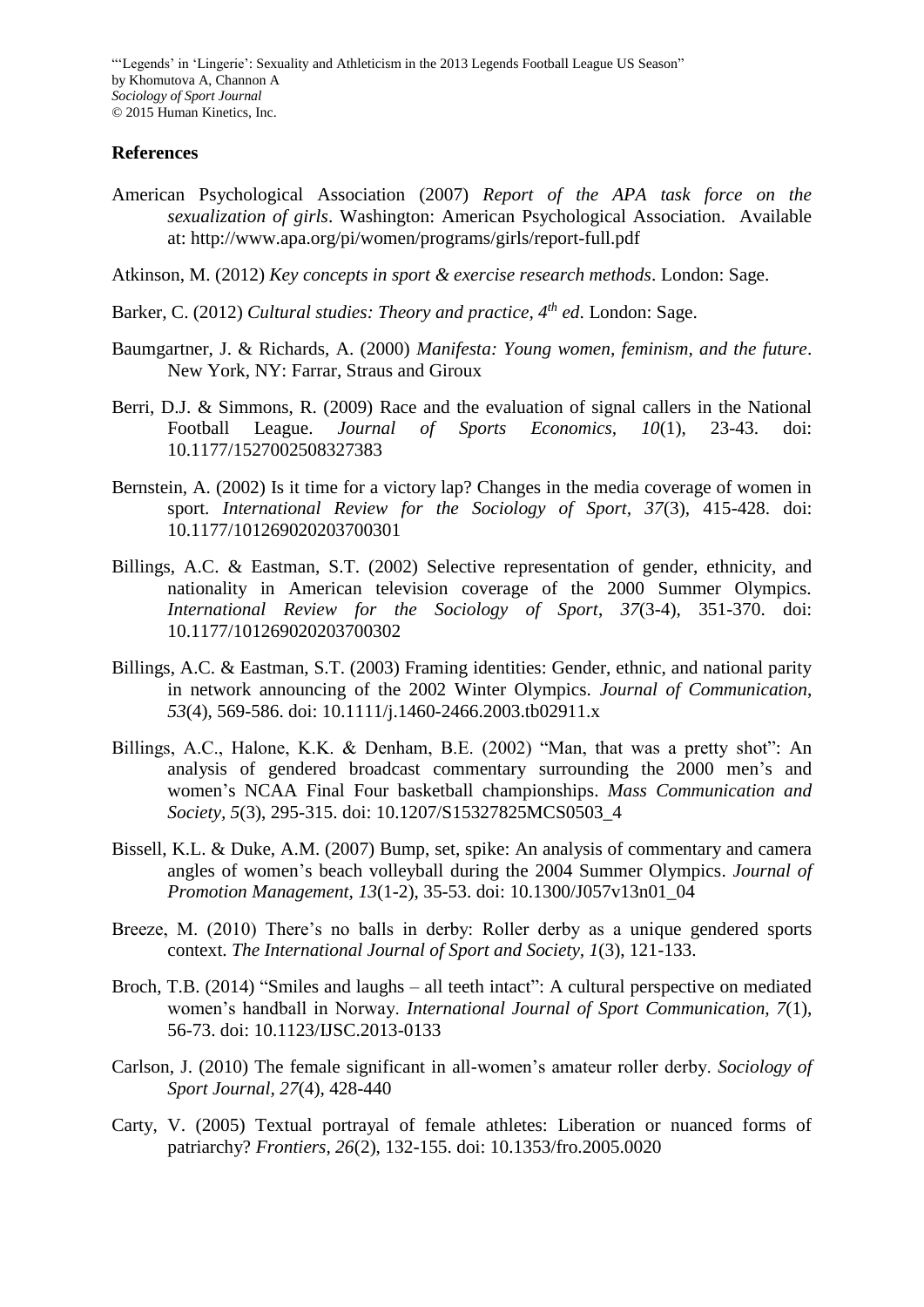## References

American Psychological Association (2007) *Report of the APA task force on the sexualization of girls*. Washington: American Psychological Association. Available at: http://www.apa.org/pi/women/programs/girls/report-full.pdf

Atkinson, M. (2012) *Key concepts in sport & exercise research methods*. London: Sage.

Barker, C. (2012) *Cultural studies: Theory and practice, 4th ed*. London: Sage.

Baumgartner, J. & Richards, A. (2000) *Manifesta: Young women, feminism, and the future*. New York, NY: Farrar, Straus and Giroux

Berri, D.J. & Simmons, R. (2009) Race and the evaluation of signal callers in the National Football League. *Journal of Sports Economics*, *10*(1), 23-43. doi: 10.1177/1527002508327383

Bernstein, A. (2002) Is it time for a victory lap? Changes in the media coverage of women in sport. *International Review for the Sociology of Sport*, *37*(3), 415-428. doi: 10.1177/101269020203700301

Billings, A.C. & Eastman, S.T. (2002) Selective representation of gender, ethnicity, and nationality in American television coverage of the 2000 Summer Olympics. *International Review for the Sociology of Sport*, *37*(3-4), 351-370. doi: 10.1177/101269020203700302

Billings, A.C. & Eastman, S.T. (2003) Framing identities: Gender, ethnic, and national parity in network announcing of the 2002 Winter Olympics. *Journal of Communication*, *53*(4), 569-586. doi: 10.1111/j.1460-2466.2003.tb02911.x

Billings, A.C., Halone, K.K. & Denham, B.E. (2002) "Man, that was a pretty shot": An analysis of gendered broadcast commentary surrounding the 2000 men's and women's NCAA Final Four basketball championships. *Mass Communication and Society*, *5*(3), 295-315. doi: 10.1207/S15327825MCS0503_4

Bissell, K.L. & Duke, A.M. (2007) Bump, set, spike: An analysis of commentary and camera angles of women's beach volleyball during the 2004 Summer Olympics. *Journal of Promotion Management*, *13*(1-2), 35-53. doi: 10.1300/J057v13n01_04

Breeze, M. (2010) There's no balls in derby: Roller derby as a unique gendered sports context. *The International Journal of Sport and Society, 1*(3), 121-133.

Broch, T.B. (2014) "Smiles and laughs – all teeth intact": A cultural perspective on mediated women's handball in Norway. *International Journal of Sport Communication*, *7*(1), 56-73. doi: 10.1123/IJSC.2013-0133

Carlson, J. (2010) The female significant in all-women's amateur roller derby. *Sociology of Sport Journal*, *27*(4), 428-440

Carty, V. (2005) Textual portrayal of female athletes: Liberation or nuanced forms of patriarchy? *Frontiers*, *26*(2), 132-155. doi: 10.1353/fro.2005.0020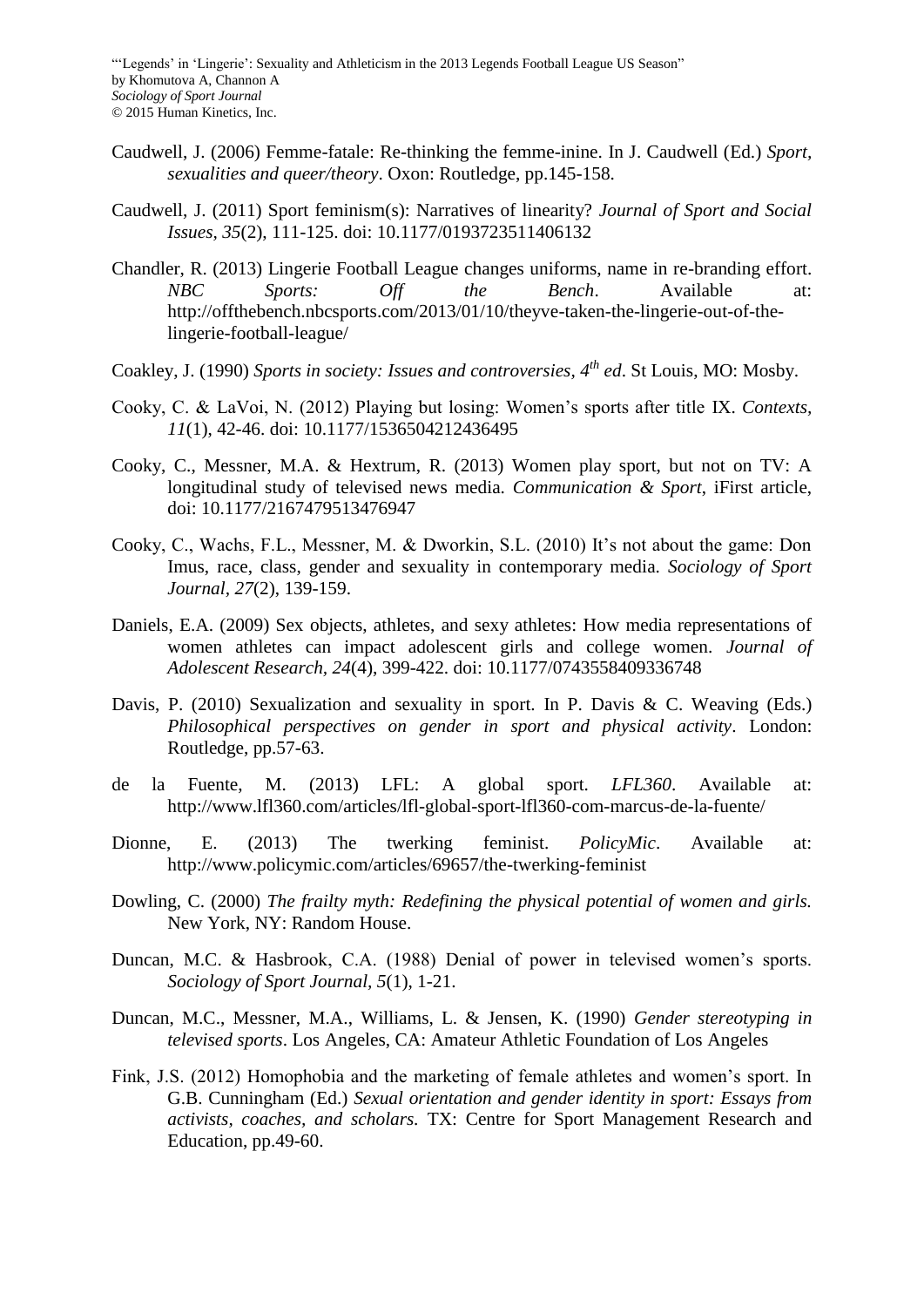Caudwell, J. (2006) Femme-fatale: Re-thinking the femme-inine. In J. Caudwell (Ed.) *Sport, sexualities and queer/theory*. Oxon: Routledge, pp.145-158.

Caudwell, J. (2011) Sport feminism(s): Narratives of linearity? *Journal of Sport and Social Issues, 35*(2), 111-125. doi: 10.1177/0193723511406132

Chandler, R. (2013) Lingerie Football League changes uniforms, name in re-branding effort. *NBC Sports: Off the Bench*. Available at: http://offthebench.nbcsports.com/2013/01/10/theyve-taken-the-lingerie-out-of-the-lingerie-football-league/

Coakley, J. (1990) *Sports in society: Issues and controversies, 4th ed*. St Louis, MO: Mosby.

Cooky, C. & LaVoi, N. (2012) Playing but losing: Women's sports after title IX. *Contexts, 11*(1), 42-46. doi: 10.1177/1536504212436495

Cooky, C., Messner, M.A. & Hextrum, R. (2013) Women play sport, but not on TV: A longitudinal study of televised news media. *Communication & Sport*, iFirst article, doi: 10.1177/2167479513476947

Cooky, C., Wachs, F.L., Messner, M. & Dworkin, S.L. (2010) It's not about the game: Don Imus, race, class, gender and sexuality in contemporary media. *Sociology of Sport Journal, 27*(2), 139-159.

Daniels, E.A. (2009) Sex objects, athletes, and sexy athletes: How media representations of women athletes can impact adolescent girls and college women. *Journal of Adolescent Research, 24*(4), 399-422. doi: 10.1177/0743558409336748

Davis, P. (2010) Sexualization and sexuality in sport. In P. Davis & C. Weaving (Eds.) *Philosophical perspectives on gender in sport and physical activity*. London: Routledge, pp.57-63.

de la Fuente, M. (2013) LFL: A global sport. *LFL360*. Available at: http://www.lfl360.com/articles/lfl-global-sport-lfl360-com-marcus-de-la-fuente/

Dionne, E. (2013) The twerking feminist. *PolicyMic*. Available at: http://www.policymic.com/articles/69657/the-twerking-feminist

Dowling, C. (2000) *The frailty myth: Redefining the physical potential of women and girls.* New York, NY: Random House.

Duncan, M.C. & Hasbrook, C.A. (1988) Denial of power in televised women's sports. *Sociology of Sport Journal, 5*(1), 1-21.

Duncan, M.C., Messner, M.A., Williams, L. & Jensen, K. (1990) *Gender stereotyping in televised sports*. Los Angeles, CA: Amateur Athletic Foundation of Los Angeles

Fink, J.S. (2012) Homophobia and the marketing of female athletes and women's sport. In G.B. Cunningham (Ed.) *Sexual orientation and gender identity in sport: Essays from activists, coaches, and scholars.* TX: Centre for Sport Management Research and Education, pp.49-60.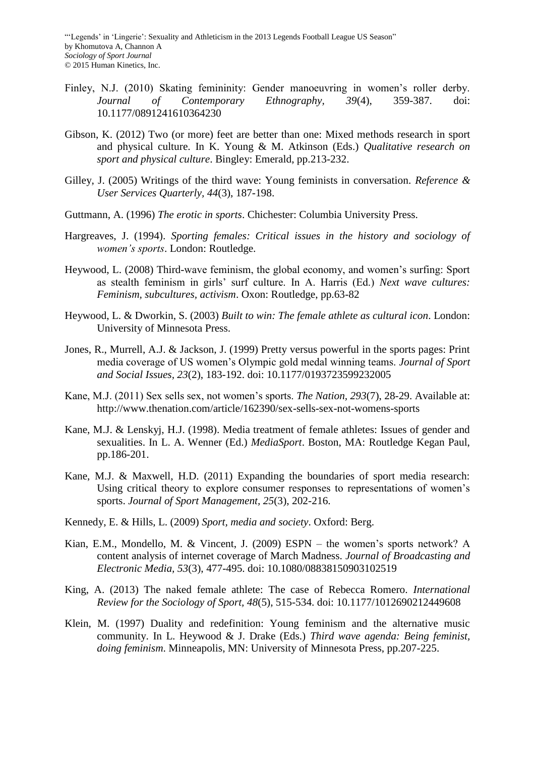Finley, N.J. (2010) Skating femininity: Gender manoeuvring in women's roller derby. *Journal of Contemporary Ethnography, 39*(4), 359-387. doi: 10.1177/0891241610364230

Gibson, K. (2012) Two (or more) feet are better than one: Mixed methods research in sport and physical culture. In K. Young & M. Atkinson (Eds.) *Qualitative research on sport and physical culture*. Bingley: Emerald, pp.213-232.

Gilley, J. (2005) Writings of the third wave: Young feminists in conversation. *Reference & User Services Quarterly, 44*(3), 187-198.

Guttmann, A. (1996) *The erotic in sports*. Chichester: Columbia University Press.

Hargreaves, J. (1994). *Sporting females: Critical issues in the history and sociology of women's sports*. London: Routledge.

Heywood, L. (2008) Third-wave feminism, the global economy, and women's surfing: Sport as stealth feminism in girls' surf culture. In A. Harris (Ed.) *Next wave cultures: Feminism, subcultures, activism*. Oxon: Routledge, pp.63-82

Heywood, L. & Dworkin, S. (2003) *Built to win: The female athlete as cultural icon*. London: University of Minnesota Press.

Jones, R., Murrell, A.J. & Jackson, J. (1999) Pretty versus powerful in the sports pages: Print media coverage of US women's Olympic gold medal winning teams. *Journal of Sport and Social Issues, 23*(2), 183-192. doi: 10.1177/0193723599232005

Kane, M.J. (2011) Sex sells sex, not women's sports. *The Nation, 293*(7), 28-29. Available at: http://www.thenation.com/article/162390/sex-sells-sex-not-womens-sports

Kane, M.J. & Lenskyj, H.J. (1998). Media treatment of female athletes: Issues of gender and sexualities. In L. A. Wenner (Ed.) *MediaSport*. Boston, MA: Routledge Kegan Paul, pp.186-201.

Kane, M.J. & Maxwell, H.D. (2011) Expanding the boundaries of sport media research: Using critical theory to explore consumer responses to representations of women's sports. *Journal of Sport Management, 25*(3), 202-216.

Kennedy, E. & Hills, L. (2009) *Sport, media and society*. Oxford: Berg.

Kian, E.M., Mondello, M. & Vincent, J. (2009) ESPN – the women's sports network? A content analysis of internet coverage of March Madness. *Journal of Broadcasting and Electronic Media, 53*(3), 477-495. doi: 10.1080/08838150903102519

King, A. (2013) The naked female athlete: The case of Rebecca Romero. *International Review for the Sociology of Sport, 48*(5), 515-534. doi: 10.1177/1012690212449608

Klein, M. (1997) Duality and redefinition: Young feminism and the alternative music community. In L. Heywood & J. Drake (Eds.) *Third wave agenda: Being feminist, doing feminism*. Minneapolis, MN: University of Minnesota Press, pp.207-225.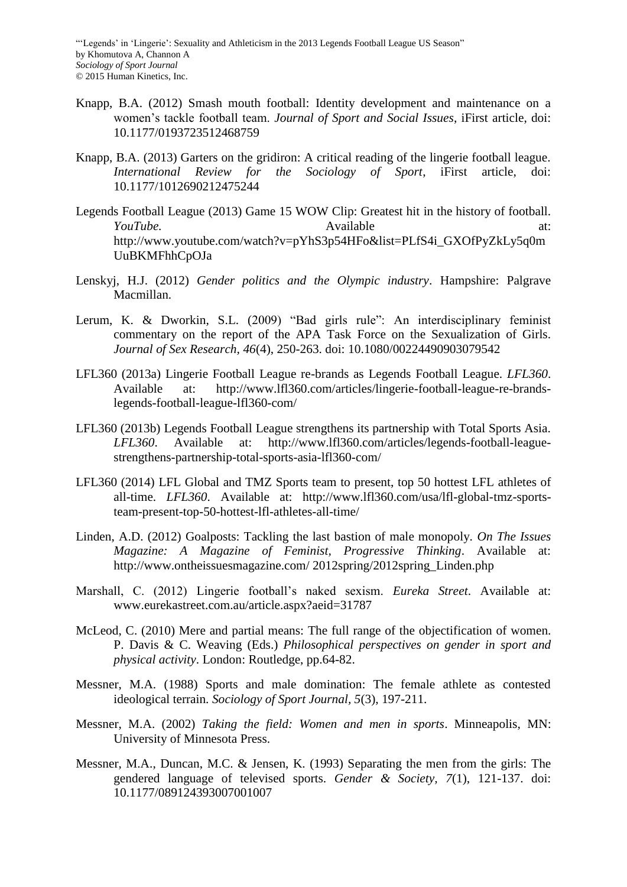Knapp, B.A. (2012) Smash mouth football: Identity development and maintenance on a women's tackle football team. *Journal of Sport and Social Issues*, iFirst article, doi: 10.1177/0193723512468759

Knapp, B.A. (2013) Garters on the gridiron: A critical reading of the lingerie football league. *International Review for the Sociology of Sport*, iFirst article, doi: 10.1177/1012690212475244

Legends Football League (2013) Game 15 WOW Clip: Greatest hit in the history of football. *YouTube.* Available at: http://www.youtube.com/watch?v=pYhS3p54HFo&list=PLfS4i_GXOfPyZkLy5q0mUuBKMFhhCpOJa

Lenskyj, H.J. (2012) *Gender politics and the Olympic industry*. Hampshire: Palgrave Macmillan.

Lerum, K. & Dworkin, S.L. (2009) "Bad girls rule": An interdisciplinary feminist commentary on the report of the APA Task Force on the Sexualization of Girls. *Journal of Sex Research*, *46*(4), 250-263. doi: 10.1080/00224490903079542

LFL360 (2013a) Lingerie Football League re-brands as Legends Football League. *LFL360*. Available at: http://www.lfl360.com/articles/lingerie-football-league-re-brands-legends-football-league-lfl360-com/

LFL360 (2013b) Legends Football League strengthens its partnership with Total Sports Asia. *LFL360*. Available at: http://www.lfl360.com/articles/legends-football-league-strengthens-partnership-total-sports-asia-lfl360-com/

LFL360 (2014) LFL Global and TMZ Sports team to present, top 50 hottest LFL athletes of all-time. *LFL360*. Available at: http://www.lfl360.com/usa/lfl-global-tmz-sports-team-present-top-50-hottest-lfl-athletes-all-time/

Linden, A.D. (2012) Goalposts: Tackling the last bastion of male monopoly. *On The Issues Magazine: A Magazine of Feminist, Progressive Thinking*. Available at: http://www.ontheissuesmagazine.com/ 2012spring/2012spring_Linden.php

Marshall, C. (2012) Lingerie football's naked sexism. *Eureka Street*. Available at: www.eurekastreet.com.au/article.aspx?aeid=31787

McLeod, C. (2010) Mere and partial means: The full range of the objectification of women. P. Davis & C. Weaving (Eds.) *Philosophical perspectives on gender in sport and physical activity*. London: Routledge, pp.64-82.

Messner, M.A. (1988) Sports and male domination: The female athlete as contested ideological terrain. *Sociology of Sport Journal*, *5*(3), 197-211.

Messner, M.A. (2002) *Taking the field: Women and men in sports*. Minneapolis, MN: University of Minnesota Press.

Messner, M.A., Duncan, M.C. & Jensen, K. (1993) Separating the men from the girls: The gendered language of televised sports. *Gender & Society*, *7*(1), 121-137. doi: 10.1177/089124393007001007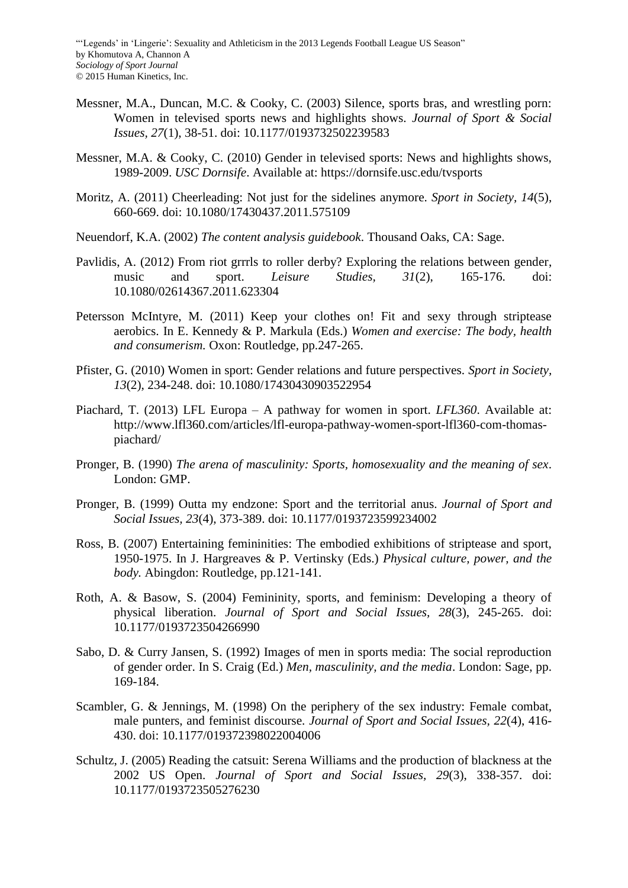Messner, M.A., Duncan, M.C. & Cooky, C. (2003) Silence, sports bras, and wrestling porn: Women in televised sports news and highlights shows. *Journal of Sport & Social Issues, 27*(1), 38-51. doi: 10.1177/0193732502239583

Messner, M.A. & Cooky, C. (2010) Gender in televised sports: News and highlights shows, 1989-2009. *USC Dornsife*. Available at: https://dornsife.usc.edu/tvsports

Moritz, A. (2011) Cheerleading: Not just for the sidelines anymore. *Sport in Society, 14*(5), 660-669. doi: 10.1080/17430437.2011.575109

Neuendorf, K.A. (2002) *The content analysis guidebook*. Thousand Oaks, CA: Sage.

Pavlidis, A. (2012) From riot grrrls to roller derby? Exploring the relations between gender, music and sport. *Leisure Studies, 31*(2), 165-176. doi: 10.1080/02614367.2011.623304

Petersson McIntyre, M. (2011) Keep your clothes on! Fit and sexy through striptease aerobics. In E. Kennedy & P. Markula (Eds.) *Women and exercise: The body, health and consumerism.* Oxon: Routledge, pp.247-265.

Pfister, G. (2010) Women in sport: Gender relations and future perspectives. *Sport in Society, 13*(2), 234-248. doi: 10.1080/17430430903522954

Piachard, T. (2013) LFL Europa – A pathway for women in sport. *LFL360*. Available at: http://www.lfl360.com/articles/lfl-europa-pathway-women-sport-lfl360-com-thomas-piachard/

Pronger, B. (1990) *The arena of masculinity: Sports, homosexuality and the meaning of sex*. London: GMP.

Pronger, B. (1999) Outta my endzone: Sport and the territorial anus. *Journal of Sport and Social Issues, 23*(4), 373-389. doi: 10.1177/0193723599234002

Ross, B. (2007) Entertaining femininities: The embodied exhibitions of striptease and sport, 1950-1975. In J. Hargreaves & P. Vertinsky (Eds.) *Physical culture, power, and the body.* Abingdon: Routledge, pp.121-141.

Roth, A. & Basow, S. (2004) Femininity, sports, and feminism: Developing a theory of physical liberation. *Journal of Sport and Social Issues, 28*(3), 245-265. doi: 10.1177/0193723504266990

Sabo, D. & Curry Jansen, S. (1992) Images of men in sports media: The social reproduction of gender order. In S. Craig (Ed.) *Men, masculinity, and the media*. London: Sage, pp. 169-184.

Scambler, G. & Jennings, M. (1998) On the periphery of the sex industry: Female combat, male punters, and feminist discourse. *Journal of Sport and Social Issues, 22*(4), 416-430. doi: 10.1177/019372398022004006

Schultz, J. (2005) Reading the catsuit: Serena Williams and the production of blackness at the 2002 US Open. *Journal of Sport and Social Issues, 29*(3), 338-357. doi: 10.1177/0193723505276230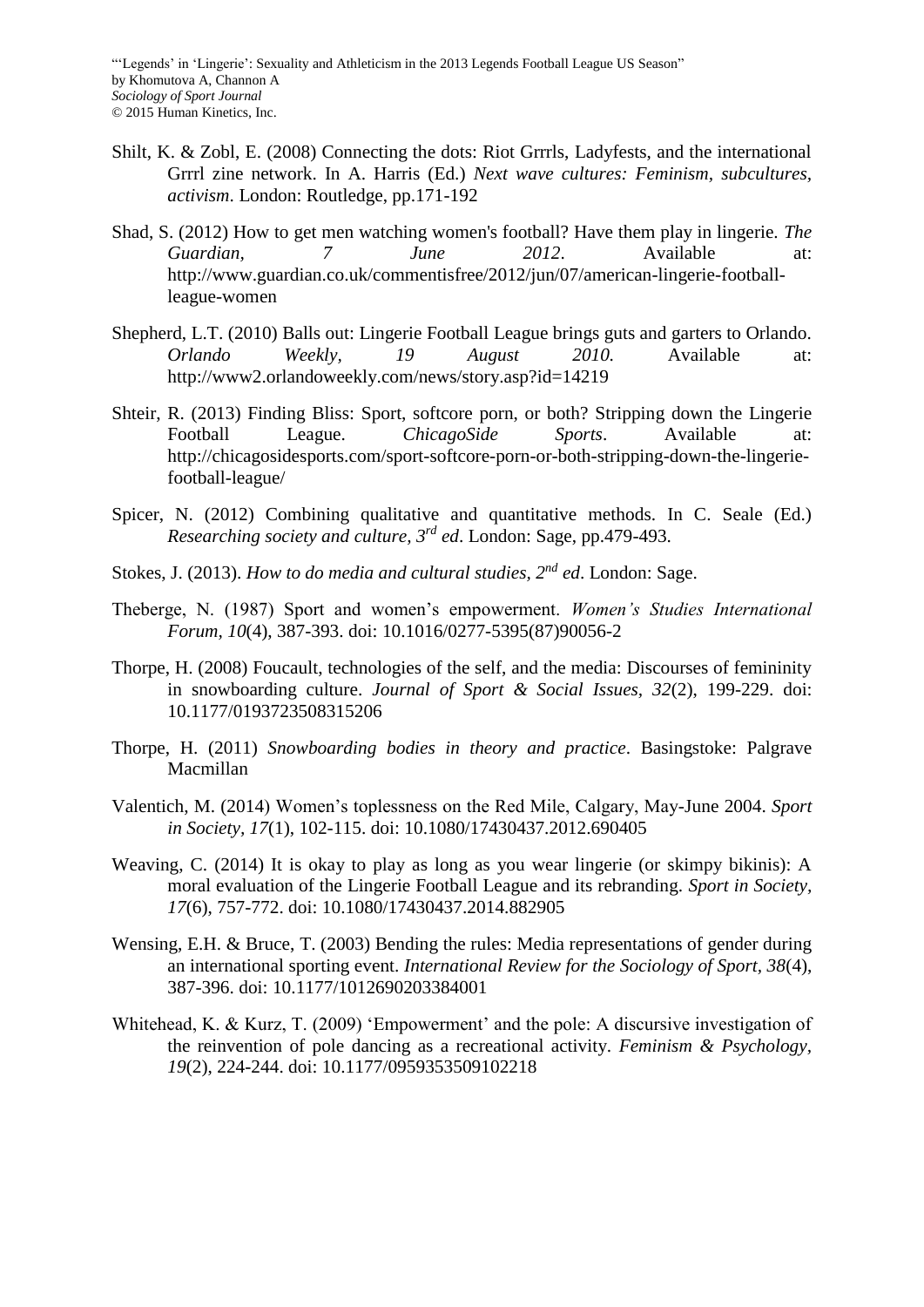Shilt, K. & Zobl, E. (2008) Connecting the dots: Riot Grrrls, Ladyfests, and the international Grrrl zine network. In A. Harris (Ed.) *Next wave cultures: Feminism, subcultures, activism*. London: Routledge, pp.171-192

Shad, S. (2012) How to get men watching women's football? Have them play in lingerie. *The Guardian, 7 June 2012*. Available at: http://www.guardian.co.uk/commentisfree/2012/jun/07/american-lingerie-football-league-women

Shepherd, L.T. (2010) Balls out: Lingerie Football League brings guts and garters to Orlando. *Orlando Weekly, 19 August 2010.* Available at: http://www2.orlandoweekly.com/news/story.asp?id=14219

Shteir, R. (2013) Finding Bliss: Sport, softcore porn, or both? Stripping down the Lingerie Football League. *ChicagoSide Sports*. Available at: http://chicagosidesports.com/sport-softcore-porn-or-both-stripping-down-the-lingerie-football-league/

Spicer, N. (2012) Combining qualitative and quantitative methods. In C. Seale (Ed.) *Researching society and culture, 3rd ed*. London: Sage, pp.479-493.

Stokes, J. (2013). *How to do media and cultural studies, 2nd ed*. London: Sage.

Theberge, N. (1987) Sport and women's empowerment. *Women's Studies International Forum, 10*(4), 387-393. doi: 10.1016/0277-5395(87)90056-2

Thorpe, H. (2008) Foucault, technologies of the self, and the media: Discourses of femininity in snowboarding culture. *Journal of Sport & Social Issues, 32*(2), 199-229. doi: 10.1177/0193723508315206

Thorpe, H. (2011) *Snowboarding bodies in theory and practice*. Basingstoke: Palgrave Macmillan

Valentich, M. (2014) Women's toplessness on the Red Mile, Calgary, May-June 2004. *Sport in Society, 17*(1), 102-115. doi: 10.1080/17430437.2012.690405

Weaving, C. (2014) It is okay to play as long as you wear lingerie (or skimpy bikinis): A moral evaluation of the Lingerie Football League and its rebranding. *Sport in Society, 17*(6), 757-772. doi: 10.1080/17430437.2014.882905

Wensing, E.H. & Bruce, T. (2003) Bending the rules: Media representations of gender during an international sporting event. *International Review for the Sociology of Sport, 38*(4), 387-396. doi: 10.1177/1012690203384001

Whitehead, K. & Kurz, T. (2009) 'Empowerment' and the pole: A discursive investigation of the reinvention of pole dancing as a recreational activity. *Feminism & Psychology, 19*(2), 224-244. doi: 10.1177/0959353509102218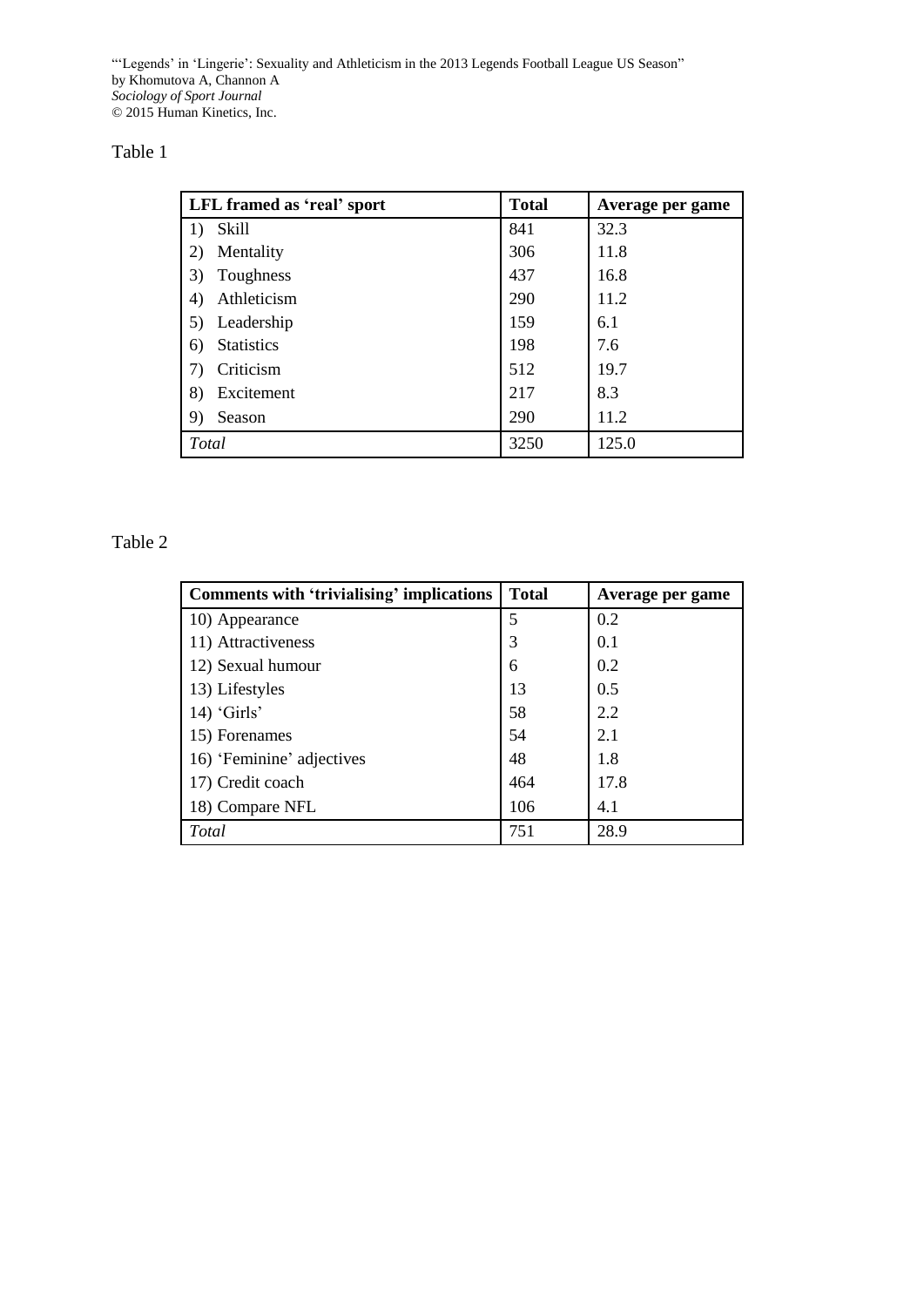"'Legends' in 'Lingerie': Sexuality and Athleticism in the 2013 Legends Football League US Season"
by Khomutova A, Channon A
*Sociology of Sport Journal*
© 2015 Human Kinetics, Inc.

Table 1

| LFL framed as 'real' sport | Total | Average per game |
|---|---|---|
| 1) Skill | 841 | 32.3 |
| 2) Mentality | 306 | 11.8 |
| 3) Toughness | 437 | 16.8 |
| 4) Athleticism | 290 | 11.2 |
| 5) Leadership | 159 | 6.1 |
| 6) Statistics | 198 | 7.6 |
| 7) Criticism | 512 | 19.7 |
| 8) Excitement | 217 | 8.3 |
| 9) Season | 290 | 11.2 |
| *Total* | 3250 | 125.0 |

Table 2

| Comments with 'trivialising' implications | Total | Average per game |
|---|---|---|
| 10) Appearance | 5 | 0.2 |
| 11) Attractiveness | 3 | 0.1 |
| 12) Sexual humour | 6 | 0.2 |
| 13) Lifestyles | 13 | 0.5 |
| 14) 'Girls' | 58 | 2.2 |
| 15) Forenames | 54 | 2.1 |
| 16) 'Feminine' adjectives | 48 | 1.8 |
| 17) Credit coach | 464 | 17.8 |
| 18) Compare NFL | 106 | 4.1 |
| *Total* | 751 | 28.9 |